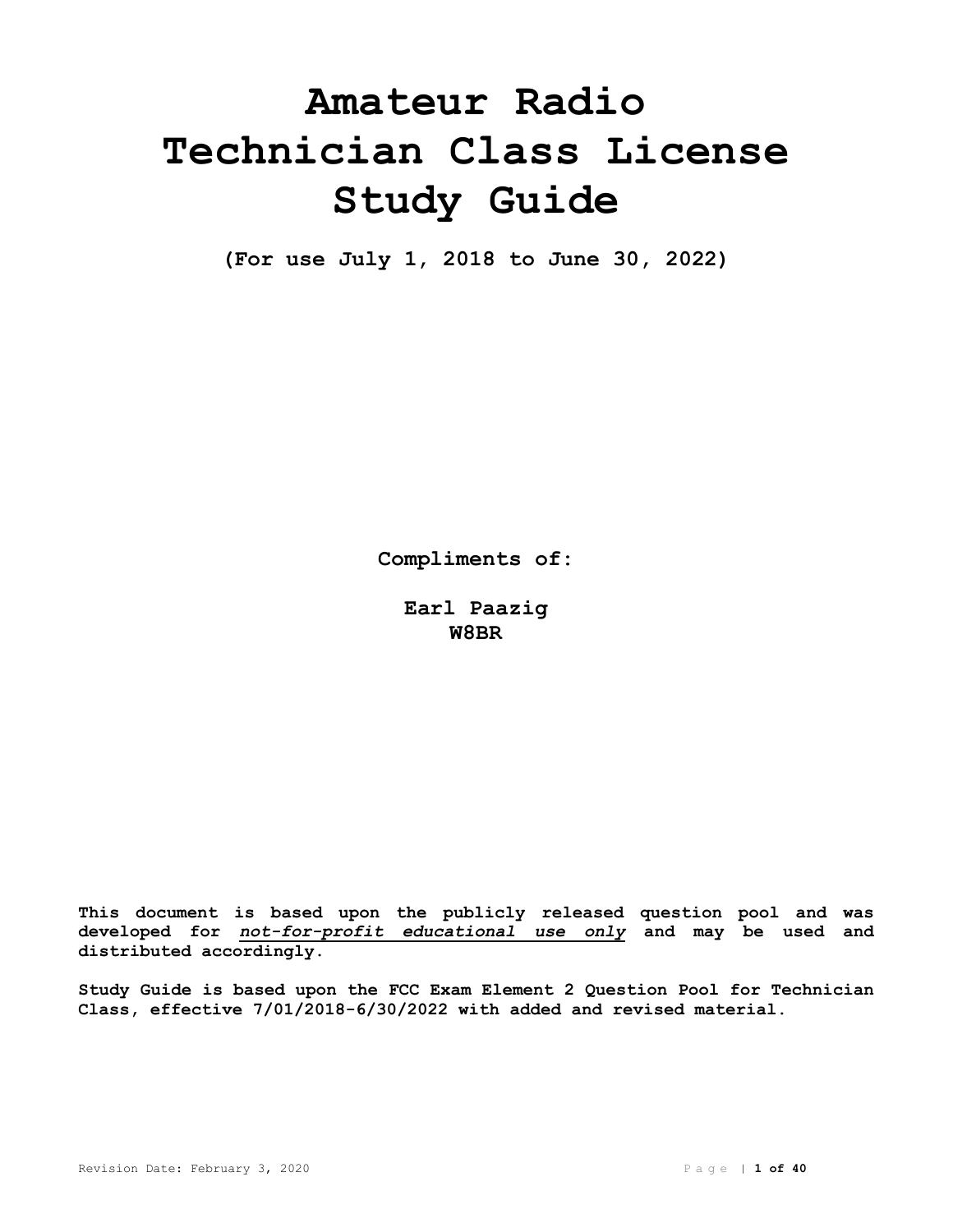# Amateur Radio Technician Class License Study Guide

**(For use July 1, 2018 to June 30, 2022)**

**Compliments of:**

**Earl Paazig**
**W8BR**

**This document is based upon the publicly released question pool and was developed for *not-for-profit educational use only* and may be used and distributed accordingly.**

**Study Guide is based upon the FCC Exam Element 2 Question Pool for Technician Class, effective 7/01/2018-6/30/2022 with added and revised material.**

Revision Date: February 3, 2020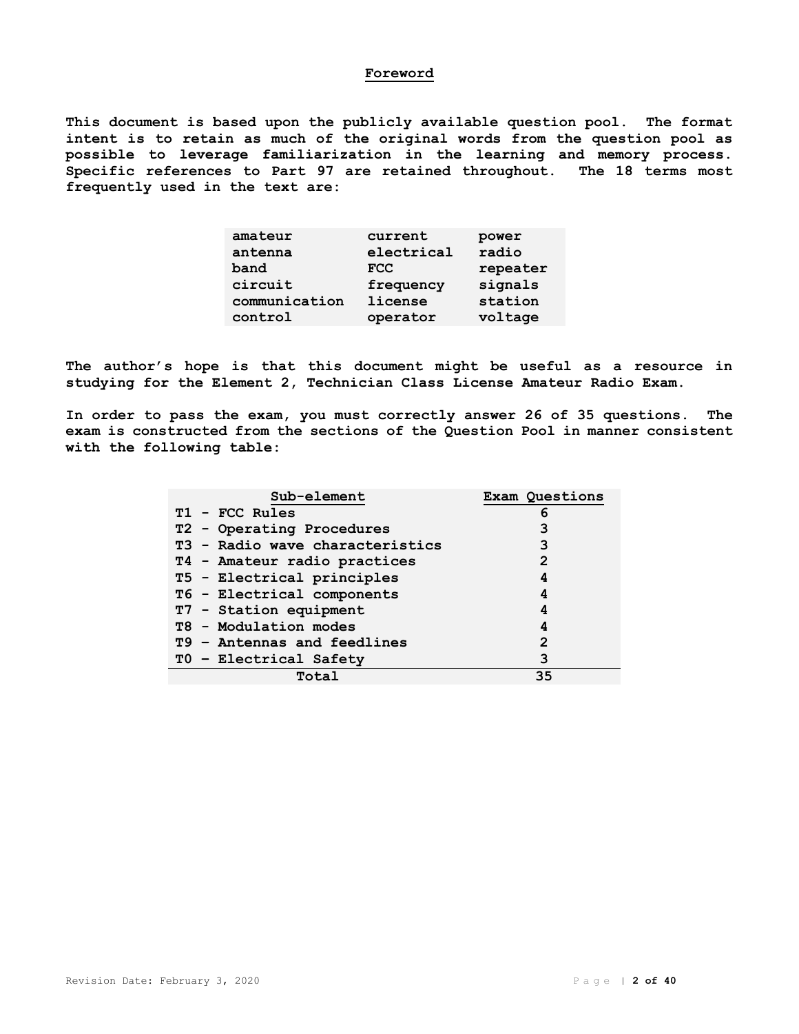## Foreword

**This document is based upon the publicly available question pool. The format intent is to retain as much of the original words from the question pool as possible to leverage familiarization in the learning and memory process. Specific references to Part 97 are retained throughout. The 18 terms most frequently used in the text are:**

| | | |
|---|---|---|
| amateur | current | power |
| antenna | electrical | radio |
| band | FCC | repeater |
| circuit | frequency | signals |
| communication | license | station |
| control | operator | voltage |

**The author's hope is that this document might be useful as a resource in studying for the Element 2, Technician Class License Amateur Radio Exam.**

**In order to pass the exam, you must correctly answer 26 of 35 questions. The exam is constructed from the sections of the Question Pool in manner consistent with the following table:**

| Sub-element | Exam Questions |
|---|---|
| T1 - FCC Rules | 6 |
| T2 - Operating Procedures | 3 |
| T3 - Radio wave characteristics | 3 |
| T4 - Amateur radio practices | 2 |
| T5 - Electrical principles | 4 |
| T6 - Electrical components | 4 |
| T7 - Station equipment | 4 |
| T8 - Modulation modes | 4 |
| T9 – Antennas and feedlines | 2 |
| T0 – Electrical Safety | 3 |
| Total | 35 |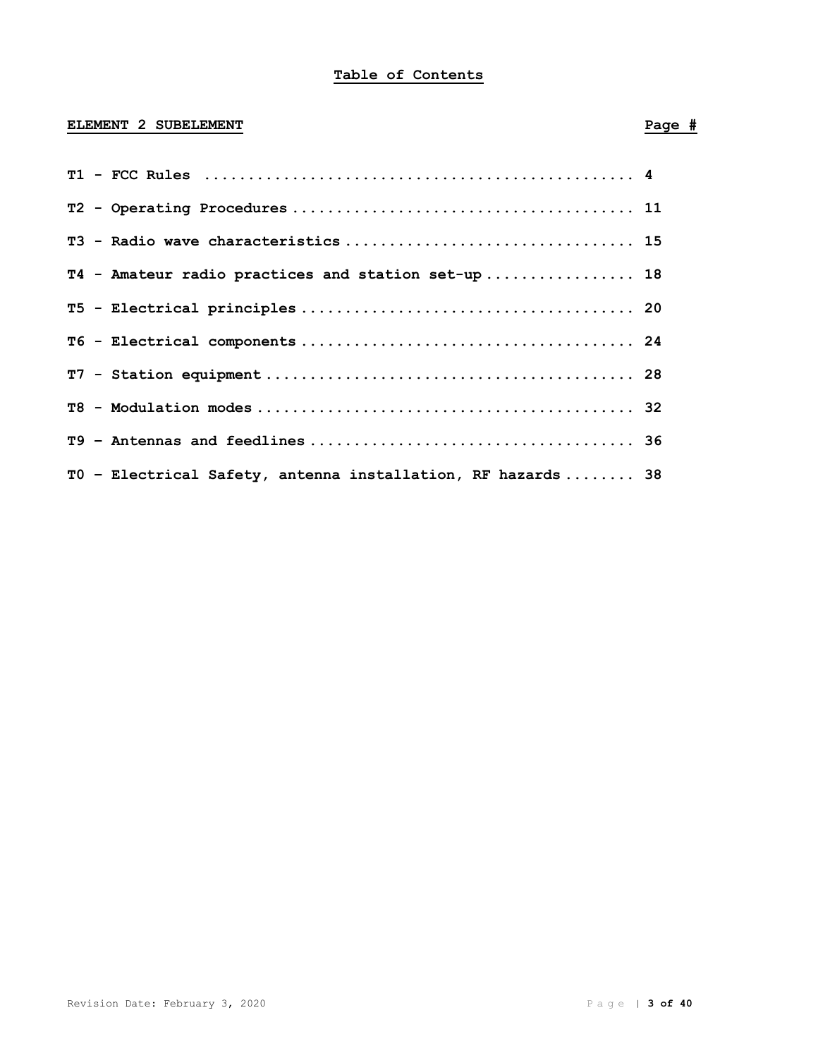# Table of Contents

| ELEMENT 2 SUBELEMENT | Page # |
|---|---|
| **T1 - FCC Rules** | **4** |
| **T2 - Operating Procedures** | **11** |
| **T3 - Radio wave characteristics** | **15** |
| **T4 - Amateur radio practices and station set-up** | **18** |
| **T5 - Electrical principles** | **20** |
| **T6 - Electrical components** | **24** |
| **T7 - Station equipment** | **28** |
| **T8 - Modulation modes** | **32** |
| **T9 – Antennas and feedlines** | **36** |
| **T0 – Electrical Safety, antenna installation, RF hazards** | **38** |

Revision Date: February 3, 2020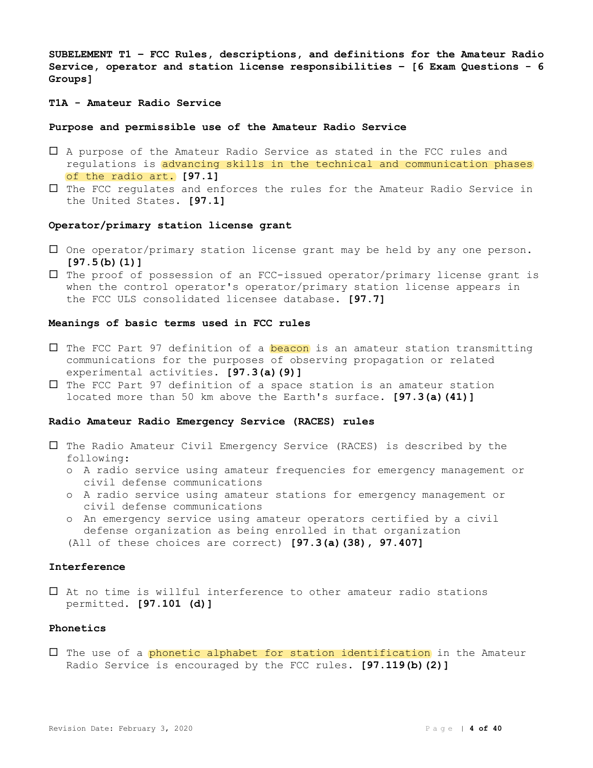**SUBELEMENT T1 – FCC Rules, descriptions, and definitions for the Amateur Radio Service, operator and station license responsibilities – [6 Exam Questions - 6 Groups]**

**T1A - Amateur Radio Service**

**Purpose and permissible use of the Amateur Radio Service**

- ☐ A purpose of the Amateur Radio Service as stated in the FCC rules and regulations is advancing skills in the technical and communication phases of the radio art. **[97.1]**
- ☐ The FCC regulates and enforces the rules for the Amateur Radio Service in the United States. **[97.1]**

**Operator/primary station license grant**

- ☐ One operator/primary station license grant may be held by any one person. **[97.5(b)(1)]**
- ☐ The proof of possession of an FCC-issued operator/primary license grant is when the control operator's operator/primary station license appears in the FCC ULS consolidated licensee database. **[97.7]**

**Meanings of basic terms used in FCC rules**

- ☐ The FCC Part 97 definition of a beacon is an amateur station transmitting communications for the purposes of observing propagation or related experimental activities. **[97.3(a)(9)]**
- ☐ The FCC Part 97 definition of a space station is an amateur station located more than 50 km above the Earth's surface. **[97.3(a)(41)]**

**Radio Amateur Radio Emergency Service (RACES) rules**

- ☐ The Radio Amateur Civil Emergency Service (RACES) is described by the following:
  - o A radio service using amateur frequencies for emergency management or civil defense communications
  - o A radio service using amateur stations for emergency management or civil defense communications
  - o An emergency service using amateur operators certified by a civil defense organization as being enrolled in that organization

  (All of these choices are correct) **[97.3(a)(38), 97.407]**

**Interference**

- ☐ At no time is willful interference to other amateur radio stations permitted. **[97.101 (d)]**

**Phonetics**

- ☐ The use of a phonetic alphabet for station identification in the Amateur Radio Service is encouraged by the FCC rules. **[97.119(b)(2)]**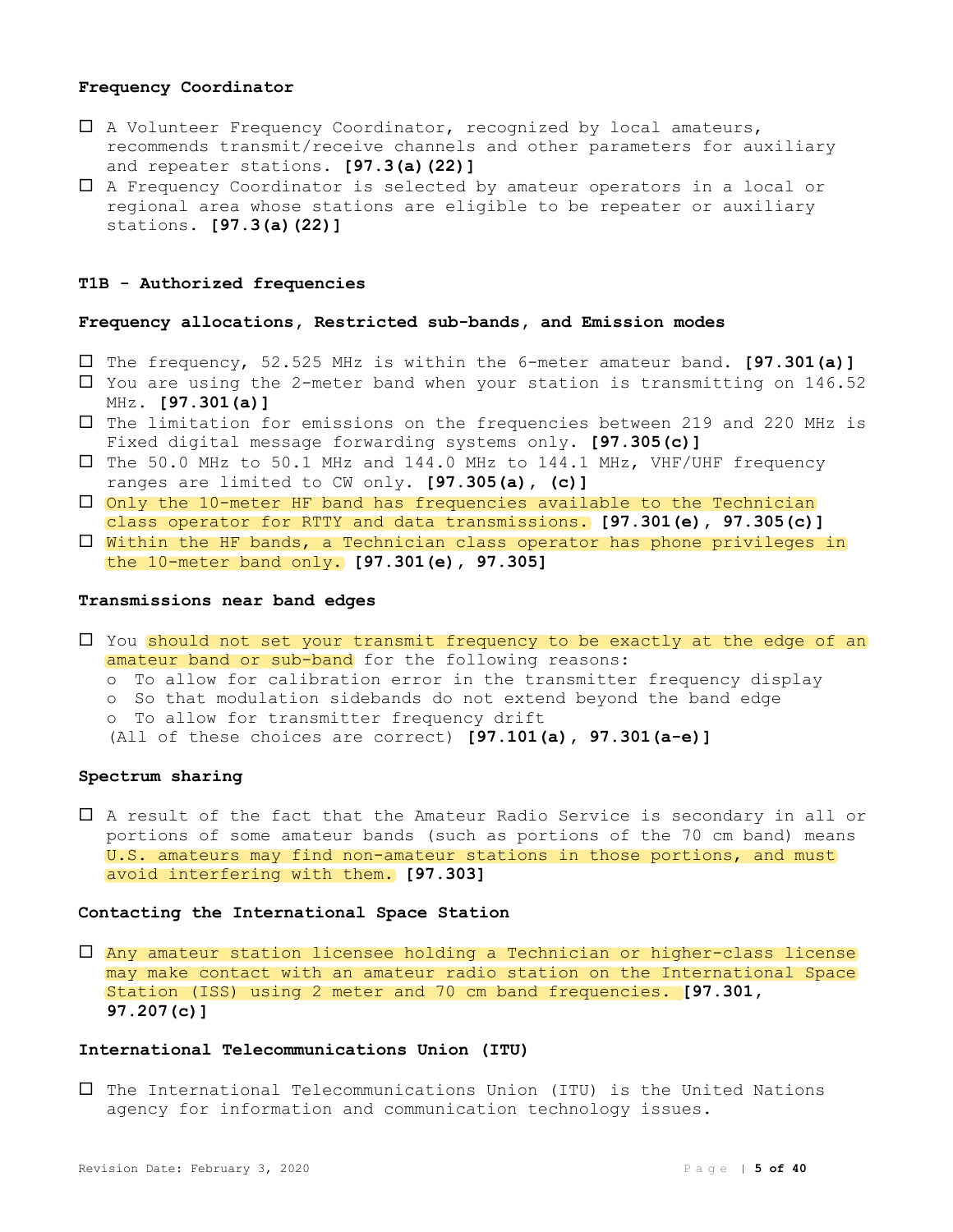**Frequency Coordinator**

- ☐ A Volunteer Frequency Coordinator, recognized by local amateurs, recommends transmit/receive channels and other parameters for auxiliary and repeater stations. **[97.3(a)(22)]**
- ☐ A Frequency Coordinator is selected by amateur operators in a local or regional area whose stations are eligible to be repeater or auxiliary stations. **[97.3(a)(22)]**

### T1B - Authorized frequencies

**Frequency allocations, Restricted sub-bands, and Emission modes**

- ☐ The frequency, 52.525 MHz is within the 6-meter amateur band. **[97.301(a)]**
- ☐ You are using the 2-meter band when your station is transmitting on 146.52 MHz. **[97.301(a)]**
- ☐ The limitation for emissions on the frequencies between 219 and 220 MHz is Fixed digital message forwarding systems only. **[97.305(c)]**
- ☐ The 50.0 MHz to 50.1 MHz and 144.0 MHz to 144.1 MHz, VHF/UHF frequency ranges are limited to CW only. **[97.305(a), (c)]**
- ☐ Only the 10-meter HF band has frequencies available to the Technician class operator for RTTY and data transmissions. **[97.301(e), 97.305(c)]**
- ☐ Within the HF bands, a Technician class operator has phone privileges in the 10-meter band only. **[97.301(e), 97.305]**

**Transmissions near band edges**

- ☐ You should not set your transmit frequency to be exactly at the edge of an amateur band or sub-band for the following reasons:
  - o To allow for calibration error in the transmitter frequency display
  - o So that modulation sidebands do not extend beyond the band edge
  - o To allow for transmitter frequency drift

  (All of these choices are correct) **[97.101(a), 97.301(a-e)]**

**Spectrum sharing**

- ☐ A result of the fact that the Amateur Radio Service is secondary in all or portions of some amateur bands (such as portions of the 70 cm band) means U.S. amateurs may find non-amateur stations in those portions, and must avoid interfering with them. **[97.303]**

**Contacting the International Space Station**

- ☐ Any amateur station licensee holding a Technician or higher-class license may make contact with an amateur radio station on the International Space Station (ISS) using 2 meter and 70 cm band frequencies. **[97.301, 97.207(c)]**

**International Telecommunications Union (ITU)**

- ☐ The International Telecommunications Union (ITU) is the United Nations agency for information and communication technology issues.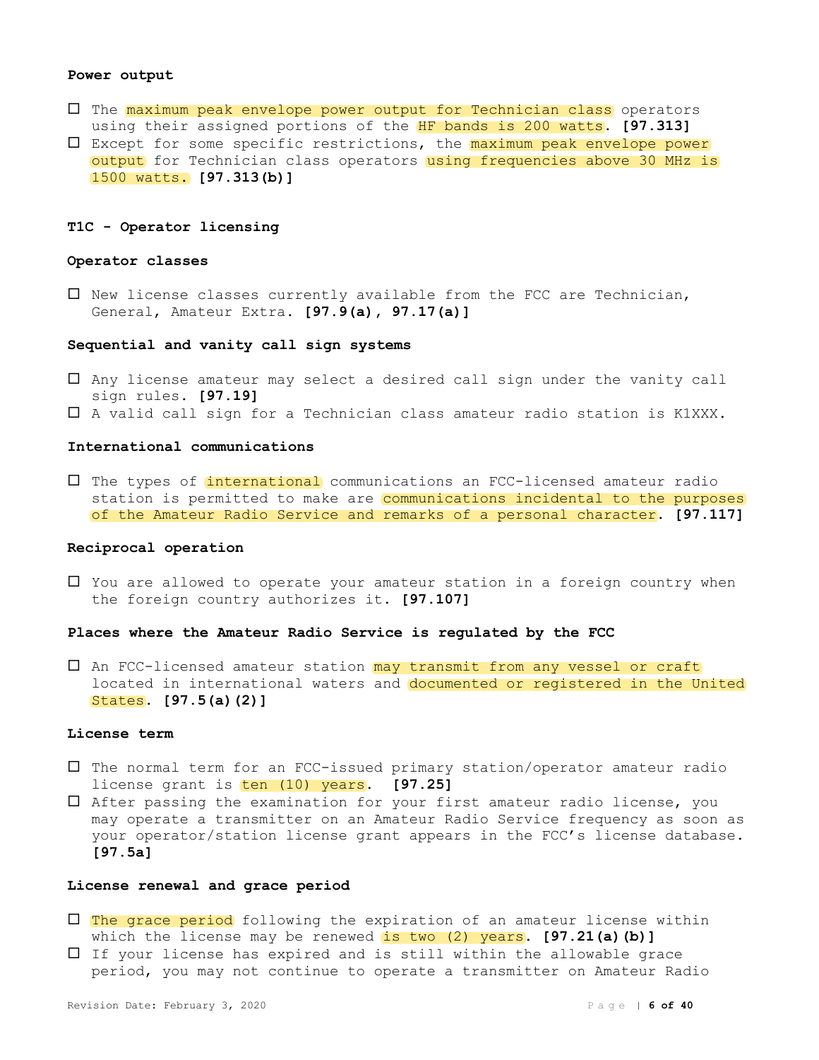**Power output**

- ☐ The maximum peak envelope power output for Technician class operators using their assigned portions of the HF bands is 200 watts. **[97.313]**
- ☐ Except for some specific restrictions, the maximum peak envelope power output for Technician class operators using frequencies above 30 MHz is 1500 watts. **[97.313(b)]**

**T1C - Operator licensing**

**Operator classes**

- ☐ New license classes currently available from the FCC are Technician, General, Amateur Extra. **[97.9(a), 97.17(a)]**

**Sequential and vanity call sign systems**

- ☐ Any license amateur may select a desired call sign under the vanity call sign rules. **[97.19]**
- ☐ A valid call sign for a Technician class amateur radio station is K1XXX.

**International communications**

- ☐ The types of international communications an FCC-licensed amateur radio station is permitted to make are communications incidental to the purposes of the Amateur Radio Service and remarks of a personal character. **[97.117]**

**Reciprocal operation**

- ☐ You are allowed to operate your amateur station in a foreign country when the foreign country authorizes it. **[97.107]**

**Places where the Amateur Radio Service is regulated by the FCC**

- ☐ An FCC-licensed amateur station may transmit from any vessel or craft located in international waters and documented or registered in the United States. **[97.5(a)(2)]**

**License term**

- ☐ The normal term for an FCC-issued primary station/operator amateur radio license grant is ten (10) years. **[97.25]**
- ☐ After passing the examination for your first amateur radio license, you may operate a transmitter on an Amateur Radio Service frequency as soon as your operator/station license grant appears in the FCC's license database. **[97.5a]**

**License renewal and grace period**

- ☐ The grace period following the expiration of an amateur license within which the license may be renewed is two (2) years. **[97.21(a)(b)]**
- ☐ If your license has expired and is still within the allowable grace period, you may not continue to operate a transmitter on Amateur Radio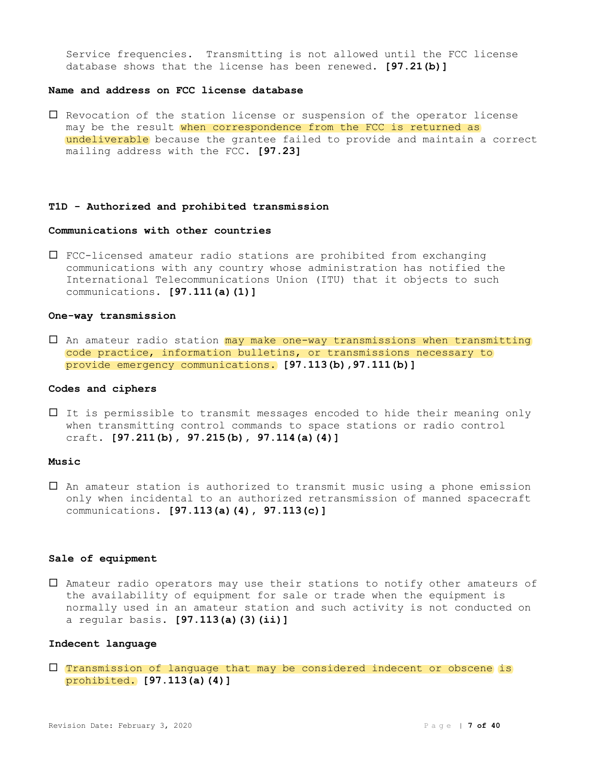Service frequencies. Transmitting is not allowed until the FCC license database shows that the license has been renewed. **[97.21(b)]**

**Name and address on FCC license database**

- ☐ Revocation of the station license or suspension of the operator license may be the result when correspondence from the FCC is returned as undeliverable because the grantee failed to provide and maintain a correct mailing address with the FCC. **[97.23]**

**T1D - Authorized and prohibited transmission**

**Communications with other countries**

- ☐ FCC-licensed amateur radio stations are prohibited from exchanging communications with any country whose administration has notified the International Telecommunications Union (ITU) that it objects to such communications. **[97.111(a)(1)]**

**One-way transmission**

- ☐ An amateur radio station may make one-way transmissions when transmitting code practice, information bulletins, or transmissions necessary to provide emergency communications. **[97.113(b),97.111(b)]**

**Codes and ciphers**

- ☐ It is permissible to transmit messages encoded to hide their meaning only when transmitting control commands to space stations or radio control craft. **[97.211(b), 97.215(b), 97.114(a)(4)]**

**Music**

- ☐ An amateur station is authorized to transmit music using a phone emission only when incidental to an authorized retransmission of manned spacecraft communications. **[97.113(a)(4), 97.113(c)]**

**Sale of equipment**

- ☐ Amateur radio operators may use their stations to notify other amateurs of the availability of equipment for sale or trade when the equipment is normally used in an amateur station and such activity is not conducted on a regular basis. **[97.113(a)(3)(ii)]**

**Indecent language**

- ☐ Transmission of language that may be considered indecent or obscene is prohibited. **[97.113(a)(4)]**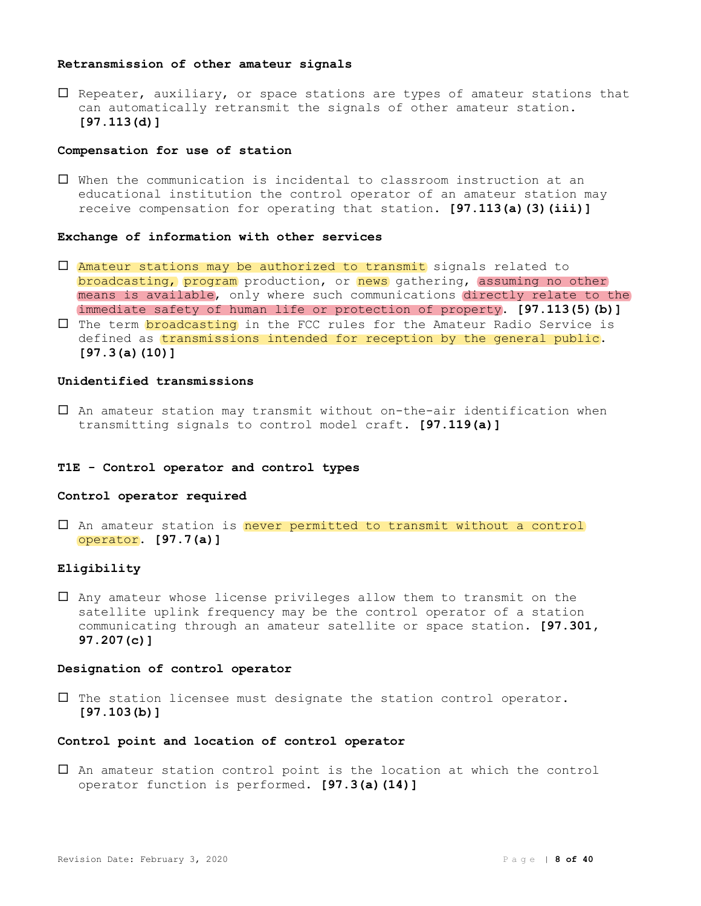**Retransmission of other amateur signals**

- ☐ Repeater, auxiliary, or space stations are types of amateur stations that can automatically retransmit the signals of other amateur station. **[97.113(d)]**

**Compensation for use of station**

- ☐ When the communication is incidental to classroom instruction at an educational institution the control operator of an amateur station may receive compensation for operating that station. **[97.113(a)(3)(iii)]**

**Exchange of information with other services**

- ☐ Amateur stations may be authorized to transmit signals related to broadcasting, program production, or news gathering, assuming no other means is available, only where such communications directly relate to the immediate safety of human life or protection of property. **[97.113(5)(b)]**
- ☐ The term broadcasting in the FCC rules for the Amateur Radio Service is defined as transmissions intended for reception by the general public. **[97.3(a)(10)]**

**Unidentified transmissions**

- ☐ An amateur station may transmit without on-the-air identification when transmitting signals to control model craft. **[97.119(a)]**

**T1E - Control operator and control types**

**Control operator required**

- ☐ An amateur station is never permitted to transmit without a control operator. **[97.7(a)]**

**Eligibility**

- ☐ Any amateur whose license privileges allow them to transmit on the satellite uplink frequency may be the control operator of a station communicating through an amateur satellite or space station. **[97.301, 97.207(c)]**

**Designation of control operator**

- ☐ The station licensee must designate the station control operator. **[97.103(b)]**

**Control point and location of control operator**

- ☐ An amateur station control point is the location at which the control operator function is performed. **[97.3(a)(14)]**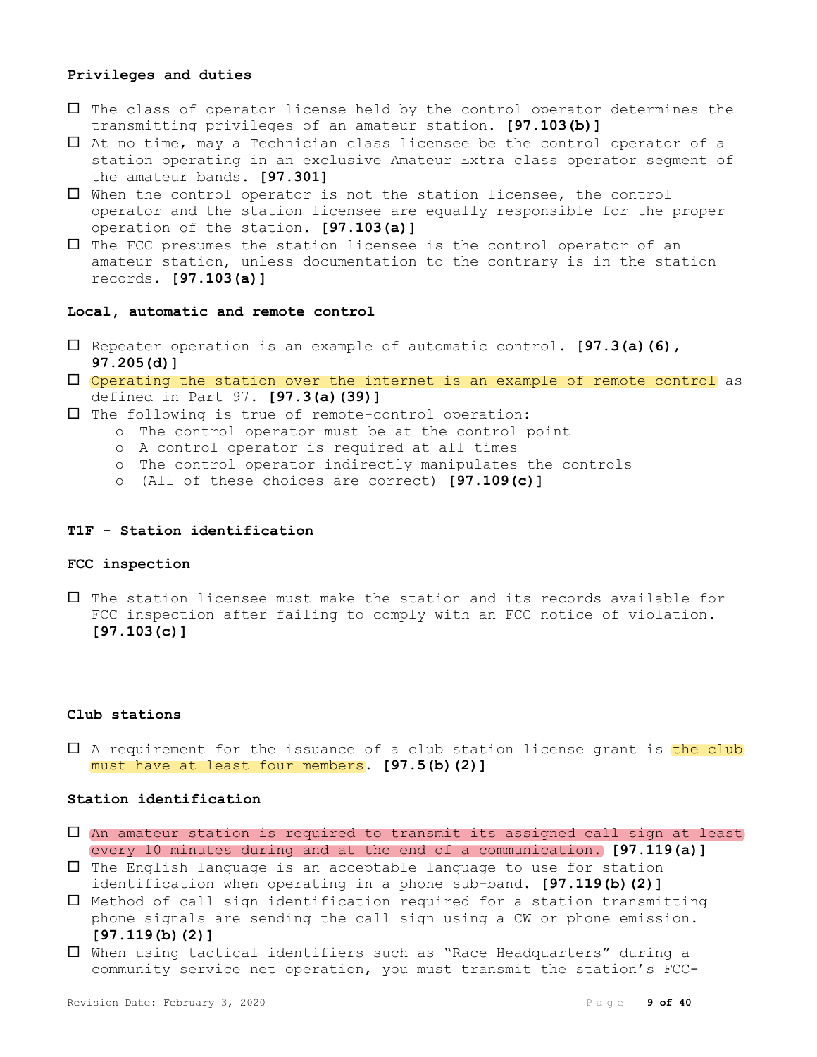**Privileges and duties**

- ☐ The class of operator license held by the control operator determines the transmitting privileges of an amateur station. **[97.103(b)]**
- ☐ At no time, may a Technician class licensee be the control operator of a station operating in an exclusive Amateur Extra class operator segment of the amateur bands. **[97.301]**
- ☐ When the control operator is not the station licensee, the control operator and the station licensee are equally responsible for the proper operation of the station. **[97.103(a)]**
- ☐ The FCC presumes the station licensee is the control operator of an amateur station, unless documentation to the contrary is in the station records. **[97.103(a)]**

**Local, automatic and remote control**

- ☐ Repeater operation is an example of automatic control. **[97.3(a)(6), 97.205(d)]**
- ☐ Operating the station over the internet is an example of remote control as defined in Part 97. **[97.3(a)(39)]**
- ☐ The following is true of remote-control operation:
  - o The control operator must be at the control point
  - o A control operator is required at all times
  - o The control operator indirectly manipulates the controls
  - o (All of these choices are correct) **[97.109(c)]**

**T1F - Station identification**

**FCC inspection**

- ☐ The station licensee must make the station and its records available for FCC inspection after failing to comply with an FCC notice of violation. **[97.103(c)]**

**Club stations**

- ☐ A requirement for the issuance of a club station license grant is the club must have at least four members. **[97.5(b)(2)]**

**Station identification**

- ☐ An amateur station is required to transmit its assigned call sign at least every 10 minutes during and at the end of a communication. **[97.119(a)]**
- ☐ The English language is an acceptable language to use for station identification when operating in a phone sub-band. **[97.119(b)(2)]**
- ☐ Method of call sign identification required for a station transmitting phone signals are sending the call sign using a CW or phone emission. **[97.119(b)(2)]**
- ☐ When using tactical identifiers such as "Race Headquarters" during a community service net operation, you must transmit the station's FCC-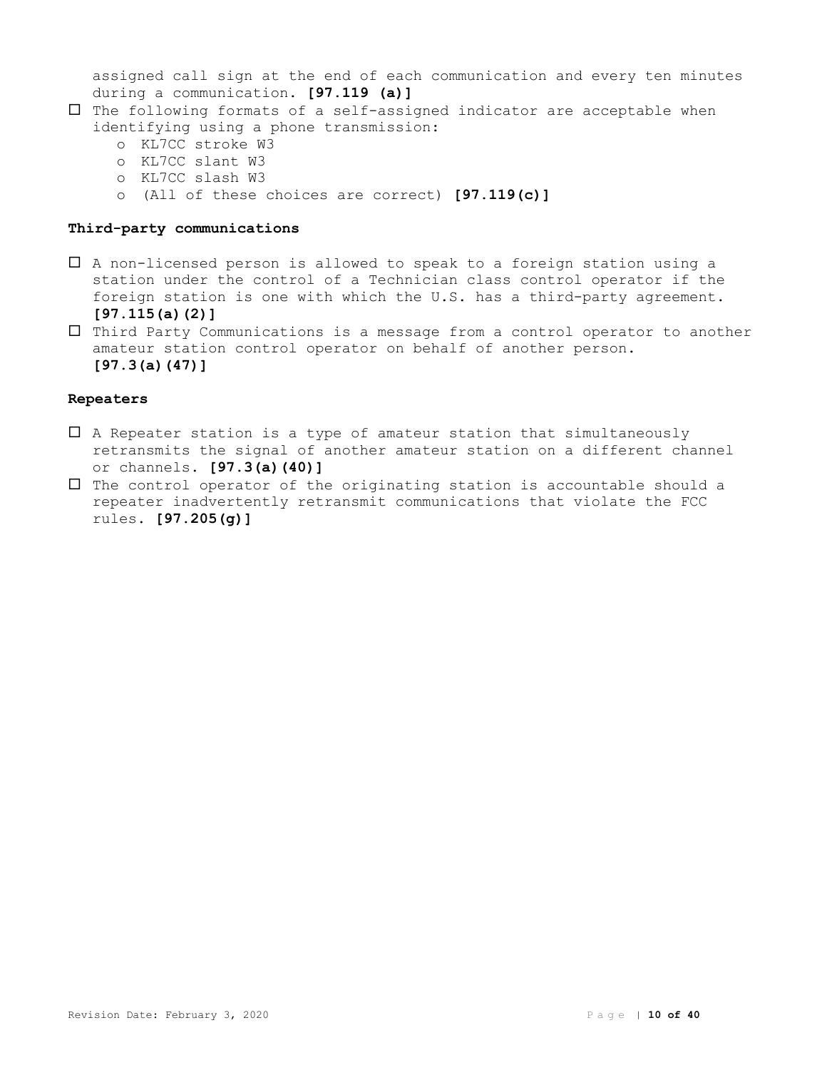assigned call sign at the end of each communication and every ten minutes during a communication. **[97.119 (a)]**

- ☐ The following formats of a self-assigned indicator are acceptable when identifying using a phone transmission:
  - o KL7CC stroke W3
  - o KL7CC slant W3
  - o KL7CC slash W3
  - o (All of these choices are correct) **[97.119(c)]**

**Third-party communications**

- ☐ A non-licensed person is allowed to speak to a foreign station using a station under the control of a Technician class control operator if the foreign station is one with which the U.S. has a third-party agreement. **[97.115(a)(2)]**
- ☐ Third Party Communications is a message from a control operator to another amateur station control operator on behalf of another person. **[97.3(a)(47)]**

**Repeaters**

- ☐ A Repeater station is a type of amateur station that simultaneously retransmits the signal of another amateur station on a different channel or channels. **[97.3(a)(40)]**
- ☐ The control operator of the originating station is accountable should a repeater inadvertently retransmit communications that violate the FCC rules. **[97.205(g)]**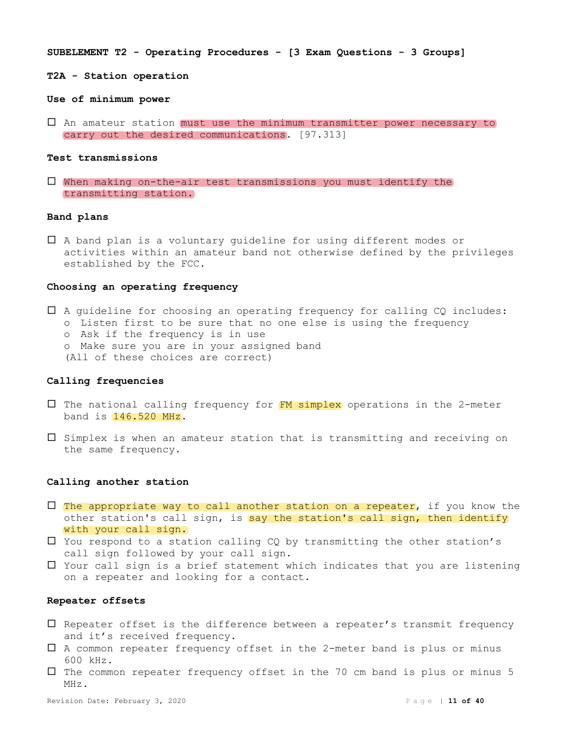**SUBELEMENT T2 - Operating Procedures - [3 Exam Questions - 3 Groups]**

**T2A - Station operation**

**Use of minimum power**

- ☐ An amateur station must use the minimum transmitter power necessary to carry out the desired communications. [97.313]

**Test transmissions**

- ☐ When making on-the-air test transmissions you must identify the transmitting station.

**Band plans**

- ☐ A band plan is a voluntary guideline for using different modes or activities within an amateur band not otherwise defined by the privileges established by the FCC.

**Choosing an operating frequency**

- ☐ A guideline for choosing an operating frequency for calling CQ includes:
  - o Listen first to be sure that no one else is using the frequency
  - o Ask if the frequency is in use
  - o Make sure you are in your assigned band

  (All of these choices are correct)

**Calling frequencies**

- ☐ The national calling frequency for FM simplex operations in the 2-meter band is 146.520 MHz.

- ☐ Simplex is when an amateur station that is transmitting and receiving on the same frequency.

**Calling another station**

- ☐ The appropriate way to call another station on a repeater, if you know the other station's call sign, is say the station's call sign, then identify with your call sign.
- ☐ You respond to a station calling CQ by transmitting the other station's call sign followed by your call sign.
- ☐ Your call sign is a brief statement which indicates that you are listening on a repeater and looking for a contact.

**Repeater offsets**

- ☐ Repeater offset is the difference between a repeater's transmit frequency and it's received frequency.
- ☐ A common repeater frequency offset in the 2-meter band is plus or minus 600 kHz.
- ☐ The common repeater frequency offset in the 70 cm band is plus or minus 5 MHz.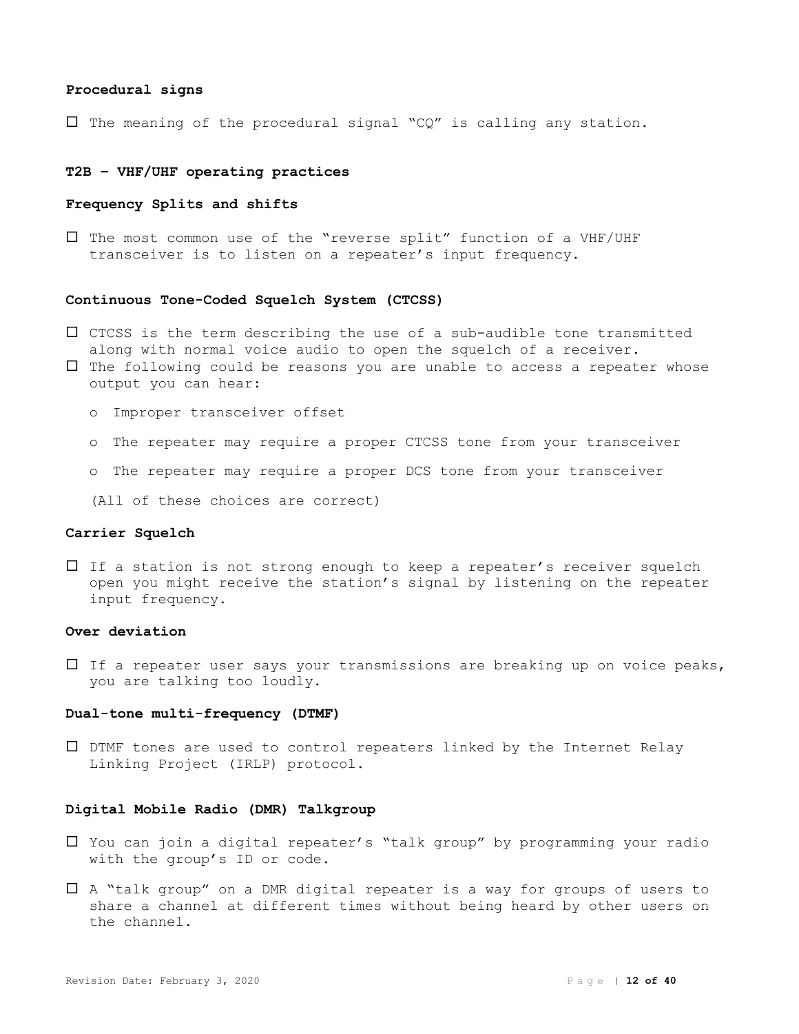**Procedural signs**

- ☐ The meaning of the procedural signal "CQ" is calling any station.

**T2B – VHF/UHF operating practices**

**Frequency Splits and shifts**

- ☐ The most common use of the "reverse split" function of a VHF/UHF transceiver is to listen on a repeater's input frequency.

**Continuous Tone-Coded Squelch System (CTCSS)**

- ☐ CTCSS is the term describing the use of a sub-audible tone transmitted along with normal voice audio to open the squelch of a receiver.
- ☐ The following could be reasons you are unable to access a repeater whose output you can hear:
    - o Improper transceiver offset
    - o The repeater may require a proper CTCSS tone from your transceiver
    - o The repeater may require a proper DCS tone from your transceiver

  (All of these choices are correct)

**Carrier Squelch**

- ☐ If a station is not strong enough to keep a repeater's receiver squelch open you might receive the station's signal by listening on the repeater input frequency.

**Over deviation**

- ☐ If a repeater user says your transmissions are breaking up on voice peaks, you are talking too loudly.

**Dual-tone multi-frequency (DTMF)**

- ☐ DTMF tones are used to control repeaters linked by the Internet Relay Linking Project (IRLP) protocol.

**Digital Mobile Radio (DMR) Talkgroup**

- ☐ You can join a digital repeater's "talk group" by programming your radio with the group's ID or code.
- ☐ A "talk group" on a DMR digital repeater is a way for groups of users to share a channel at different times without being heard by other users on the channel.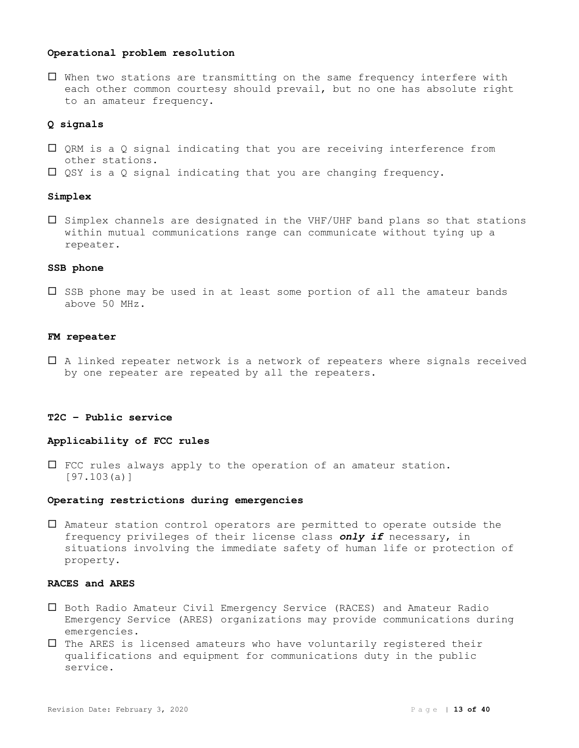**Operational problem resolution**

- ☐ When two stations are transmitting on the same frequency interfere with each other common courtesy should prevail, but no one has absolute right to an amateur frequency.

**Q signals**

- ☐ QRM is a Q signal indicating that you are receiving interference from other stations.
- ☐ QSY is a Q signal indicating that you are changing frequency.

**Simplex**

- ☐ Simplex channels are designated in the VHF/UHF band plans so that stations within mutual communications range can communicate without tying up a repeater.

**SSB phone**

- ☐ SSB phone may be used in at least some portion of all the amateur bands above 50 MHz.

**FM repeater**

- ☐ A linked repeater network is a network of repeaters where signals received by one repeater are repeated by all the repeaters.

**T2C – Public service**

**Applicability of FCC rules**

- ☐ FCC rules always apply to the operation of an amateur station. [97.103(a)]

**Operating restrictions during emergencies**

- ☐ Amateur station control operators are permitted to operate outside the frequency privileges of their license class ***only if*** necessary, in situations involving the immediate safety of human life or protection of property.

**RACES and ARES**

- ☐ Both Radio Amateur Civil Emergency Service (RACES) and Amateur Radio Emergency Service (ARES) organizations may provide communications during emergencies.
- ☐ The ARES is licensed amateurs who have voluntarily registered their qualifications and equipment for communications duty in the public service.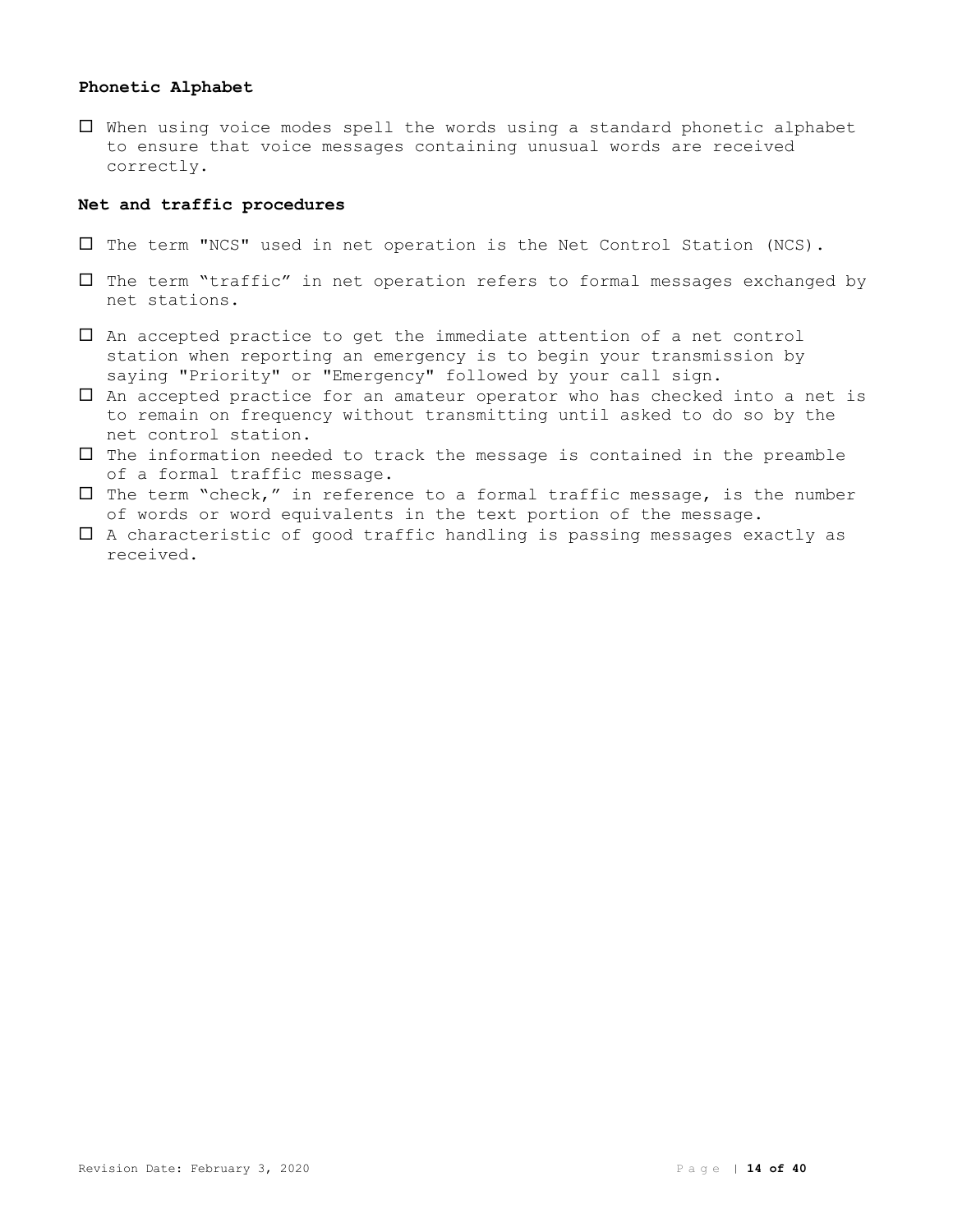**Phonetic Alphabet**

- ☐ When using voice modes spell the words using a standard phonetic alphabet to ensure that voice messages containing unusual words are received correctly.

**Net and traffic procedures**

- ☐ The term "NCS" used in net operation is the Net Control Station (NCS).
- ☐ The term "traffic" in net operation refers to formal messages exchanged by net stations.
- ☐ An accepted practice to get the immediate attention of a net control station when reporting an emergency is to begin your transmission by saying "Priority" or "Emergency" followed by your call sign.
- ☐ An accepted practice for an amateur operator who has checked into a net is to remain on frequency without transmitting until asked to do so by the net control station.
- ☐ The information needed to track the message is contained in the preamble of a formal traffic message.
- ☐ The term "check," in reference to a formal traffic message, is the number of words or word equivalents in the text portion of the message.
- ☐ A characteristic of good traffic handling is passing messages exactly as received.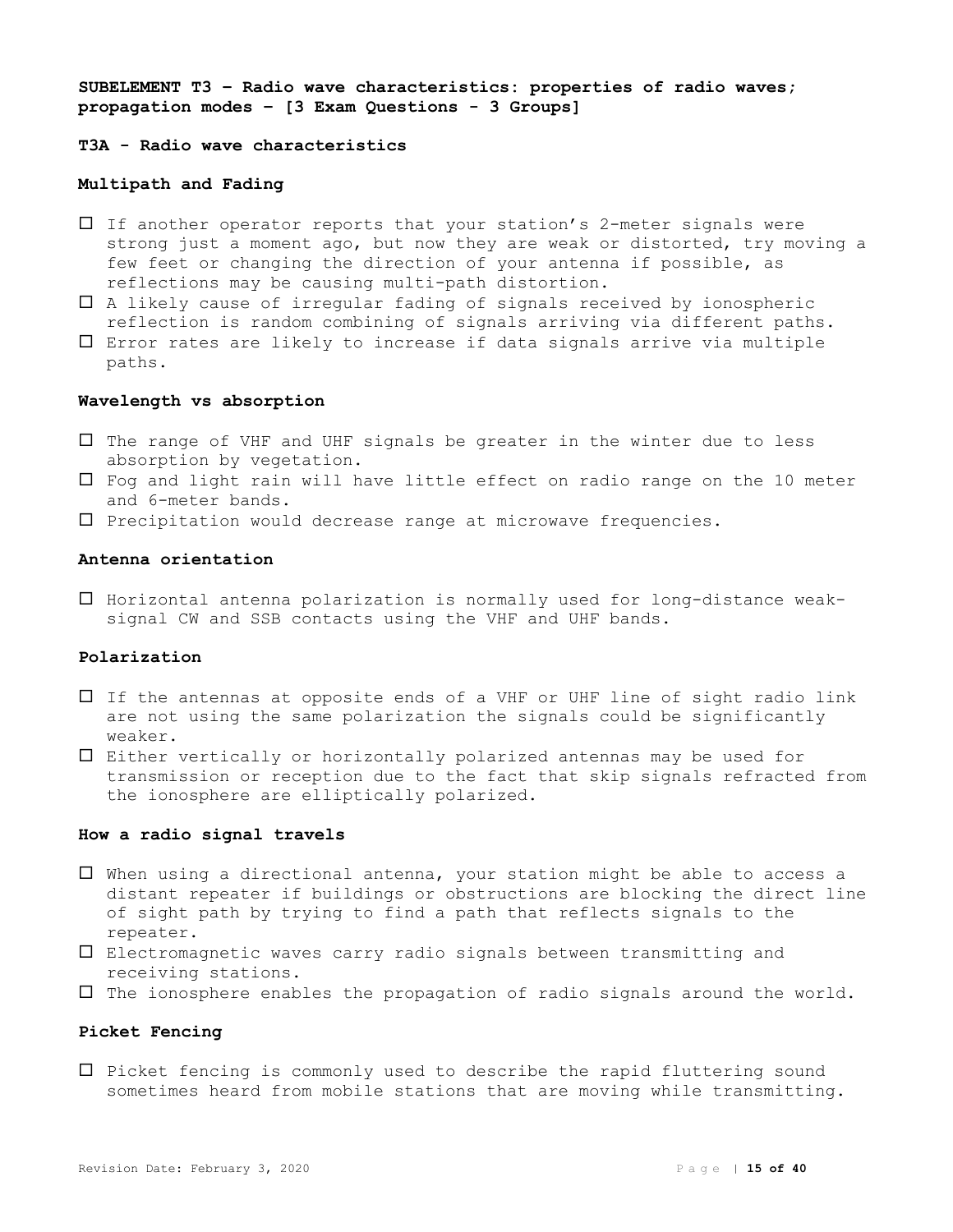**SUBELEMENT T3 – Radio wave characteristics: properties of radio waves; propagation modes – [3 Exam Questions - 3 Groups]**

**T3A - Radio wave characteristics**

**Multipath and Fading**

- ☐ If another operator reports that your station's 2-meter signals were strong just a moment ago, but now they are weak or distorted, try moving a few feet or changing the direction of your antenna if possible, as reflections may be causing multi-path distortion.
- ☐ A likely cause of irregular fading of signals received by ionospheric reflection is random combining of signals arriving via different paths.
- ☐ Error rates are likely to increase if data signals arrive via multiple paths.

**Wavelength vs absorption**

- ☐ The range of VHF and UHF signals be greater in the winter due to less absorption by vegetation.
- ☐ Fog and light rain will have little effect on radio range on the 10 meter and 6-meter bands.
- ☐ Precipitation would decrease range at microwave frequencies.

**Antenna orientation**

- ☐ Horizontal antenna polarization is normally used for long-distance weak-signal CW and SSB contacts using the VHF and UHF bands.

**Polarization**

- ☐ If the antennas at opposite ends of a VHF or UHF line of sight radio link are not using the same polarization the signals could be significantly weaker.
- ☐ Either vertically or horizontally polarized antennas may be used for transmission or reception due to the fact that skip signals refracted from the ionosphere are elliptically polarized.

**How a radio signal travels**

- ☐ When using a directional antenna, your station might be able to access a distant repeater if buildings or obstructions are blocking the direct line of sight path by trying to find a path that reflects signals to the repeater.
- ☐ Electromagnetic waves carry radio signals between transmitting and receiving stations.
- ☐ The ionosphere enables the propagation of radio signals around the world.

**Picket Fencing**

- ☐ Picket fencing is commonly used to describe the rapid fluttering sound sometimes heard from mobile stations that are moving while transmitting.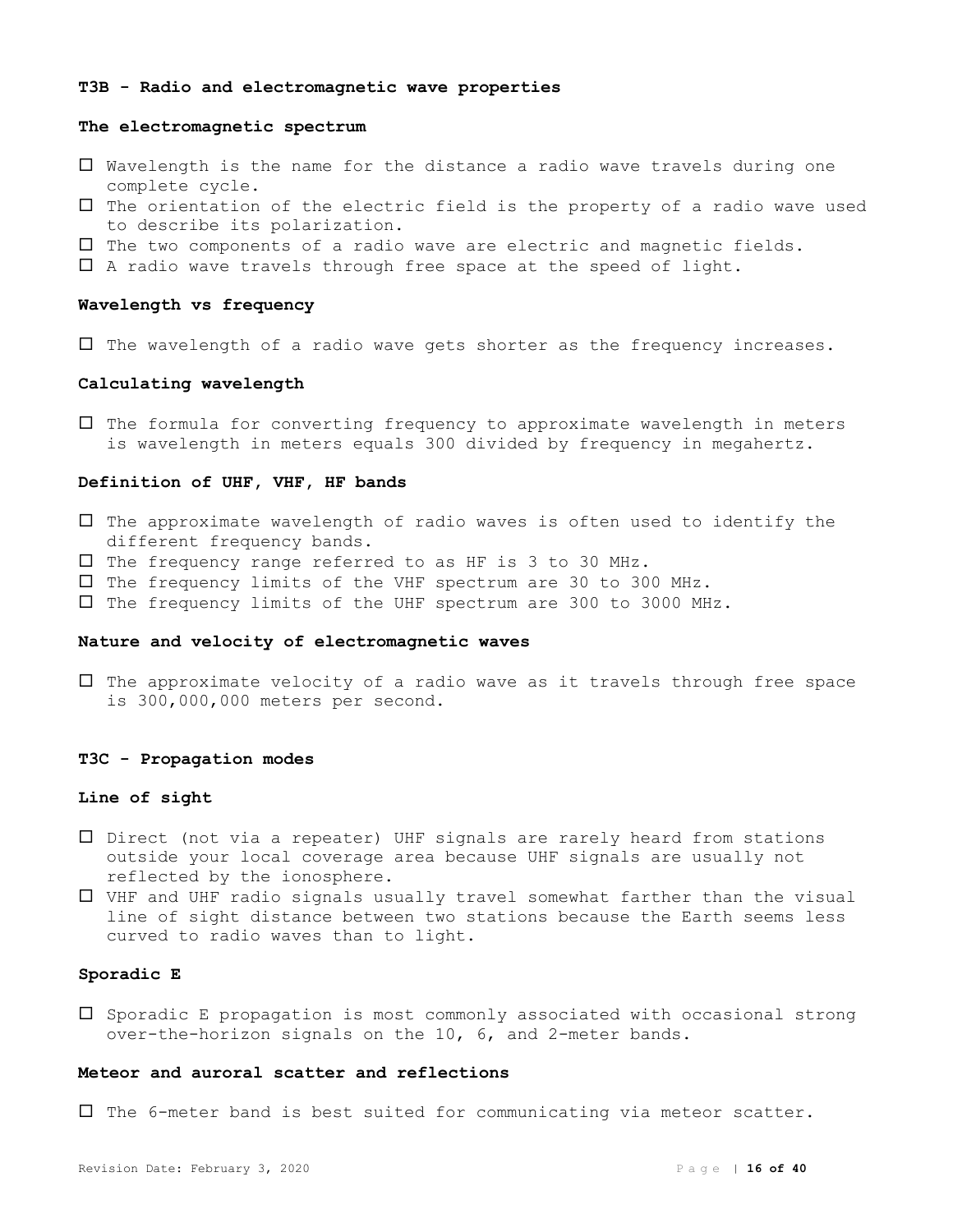## T3B - Radio and electromagnetic wave properties

### The electromagnetic spectrum

- ☐ Wavelength is the name for the distance a radio wave travels during one complete cycle.
- ☐ The orientation of the electric field is the property of a radio wave used to describe its polarization.
- ☐ The two components of a radio wave are electric and magnetic fields.
- ☐ A radio wave travels through free space at the speed of light.

### Wavelength vs frequency

- ☐ The wavelength of a radio wave gets shorter as the frequency increases.

### Calculating wavelength

- ☐ The formula for converting frequency to approximate wavelength in meters is wavelength in meters equals 300 divided by frequency in megahertz.

### Definition of UHF, VHF, HF bands

- ☐ The approximate wavelength of radio waves is often used to identify the different frequency bands.
- ☐ The frequency range referred to as HF is 3 to 30 MHz.
- ☐ The frequency limits of the VHF spectrum are 30 to 300 MHz.
- ☐ The frequency limits of the UHF spectrum are 300 to 3000 MHz.

### Nature and velocity of electromagnetic waves

- ☐ The approximate velocity of a radio wave as it travels through free space is 300,000,000 meters per second.

## T3C - Propagation modes

### Line of sight

- ☐ Direct (not via a repeater) UHF signals are rarely heard from stations outside your local coverage area because UHF signals are usually not reflected by the ionosphere.
- ☐ VHF and UHF radio signals usually travel somewhat farther than the visual line of sight distance between two stations because the Earth seems less curved to radio waves than to light.

### Sporadic E

- ☐ Sporadic E propagation is most commonly associated with occasional strong over-the-horizon signals on the 10, 6, and 2-meter bands.

### Meteor and auroral scatter and reflections

- ☐ The 6-meter band is best suited for communicating via meteor scatter.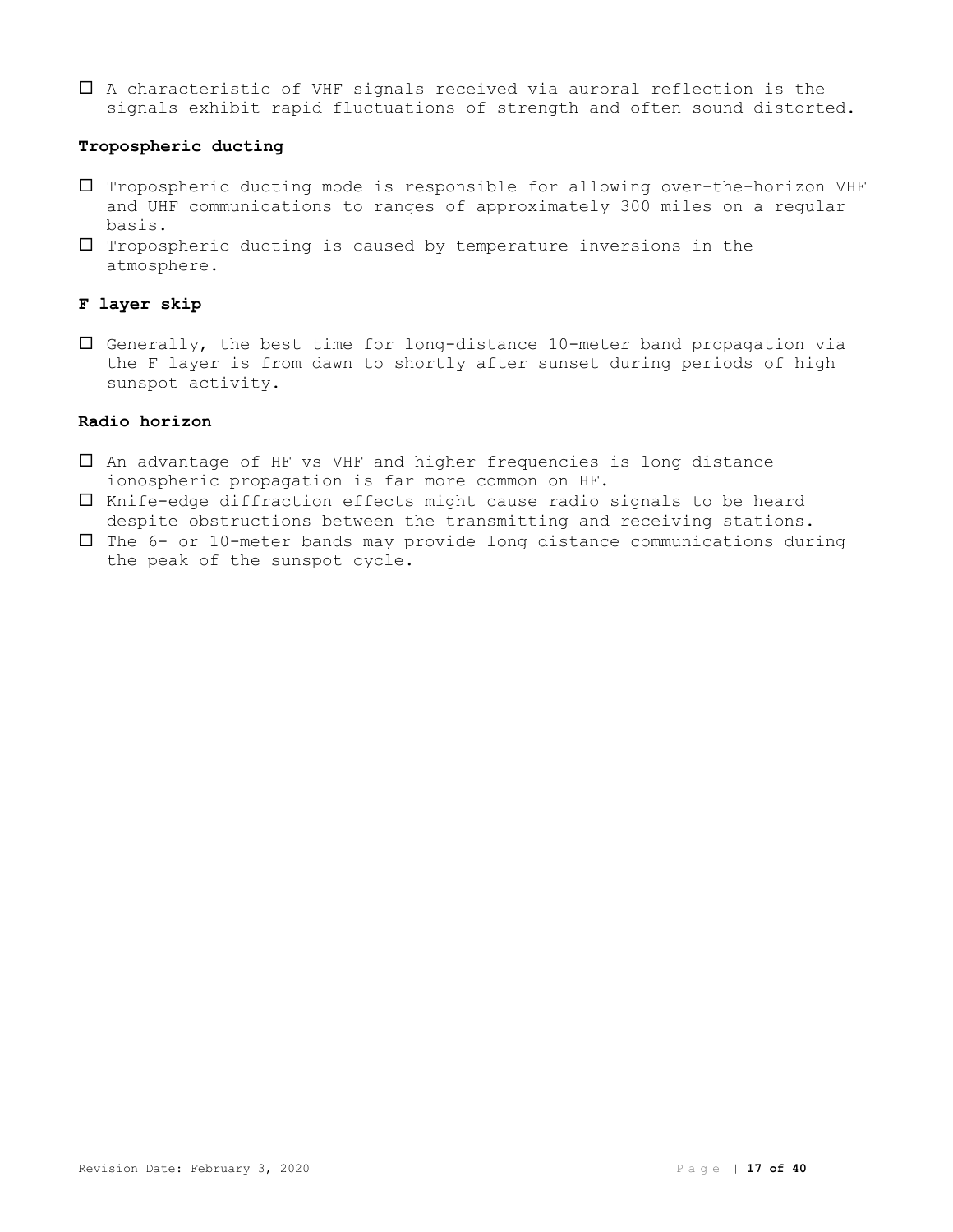- ☐ A characteristic of VHF signals received via auroral reflection is the signals exhibit rapid fluctuations of strength and often sound distorted.

**Tropospheric ducting**

- ☐ Tropospheric ducting mode is responsible for allowing over-the-horizon VHF and UHF communications to ranges of approximately 300 miles on a regular basis.
- ☐ Tropospheric ducting is caused by temperature inversions in the atmosphere.

**F layer skip**

- ☐ Generally, the best time for long-distance 10-meter band propagation via the F layer is from dawn to shortly after sunset during periods of high sunspot activity.

**Radio horizon**

- ☐ An advantage of HF vs VHF and higher frequencies is long distance ionospheric propagation is far more common on HF.
- ☐ Knife-edge diffraction effects might cause radio signals to be heard despite obstructions between the transmitting and receiving stations.
- ☐ The 6- or 10-meter bands may provide long distance communications during the peak of the sunspot cycle.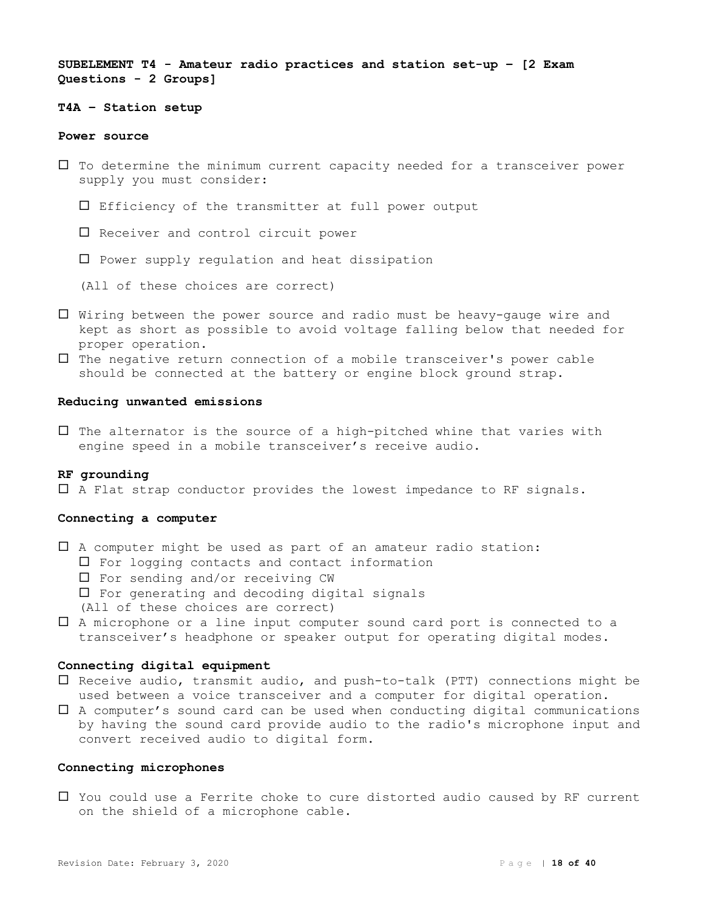**SUBELEMENT T4 - Amateur radio practices and station set-up – [2 Exam Questions - 2 Groups]**

**T4A – Station setup**

**Power source**

- ☐ To determine the minimum current capacity needed for a transceiver power supply you must consider:
  - ☐ Efficiency of the transmitter at full power output
  - ☐ Receiver and control circuit power
  - ☐ Power supply regulation and heat dissipation

  (All of these choices are correct)
- ☐ Wiring between the power source and radio must be heavy-gauge wire and kept as short as possible to avoid voltage falling below that needed for proper operation.
- ☐ The negative return connection of a mobile transceiver's power cable should be connected at the battery or engine block ground strap.

**Reducing unwanted emissions**

- ☐ The alternator is the source of a high-pitched whine that varies with engine speed in a mobile transceiver's receive audio.

**RF grounding**

- ☐ A Flat strap conductor provides the lowest impedance to RF signals.

**Connecting a computer**

- ☐ A computer might be used as part of an amateur radio station:
  - ☐ For logging contacts and contact information
  - ☐ For sending and/or receiving CW
  - ☐ For generating and decoding digital signals

  (All of these choices are correct)
- ☐ A microphone or a line input computer sound card port is connected to a transceiver's headphone or speaker output for operating digital modes.

**Connecting digital equipment**

- ☐ Receive audio, transmit audio, and push-to-talk (PTT) connections might be used between a voice transceiver and a computer for digital operation.
- ☐ A computer's sound card can be used when conducting digital communications by having the sound card provide audio to the radio's microphone input and convert received audio to digital form.

**Connecting microphones**

- ☐ You could use a Ferrite choke to cure distorted audio caused by RF current on the shield of a microphone cable.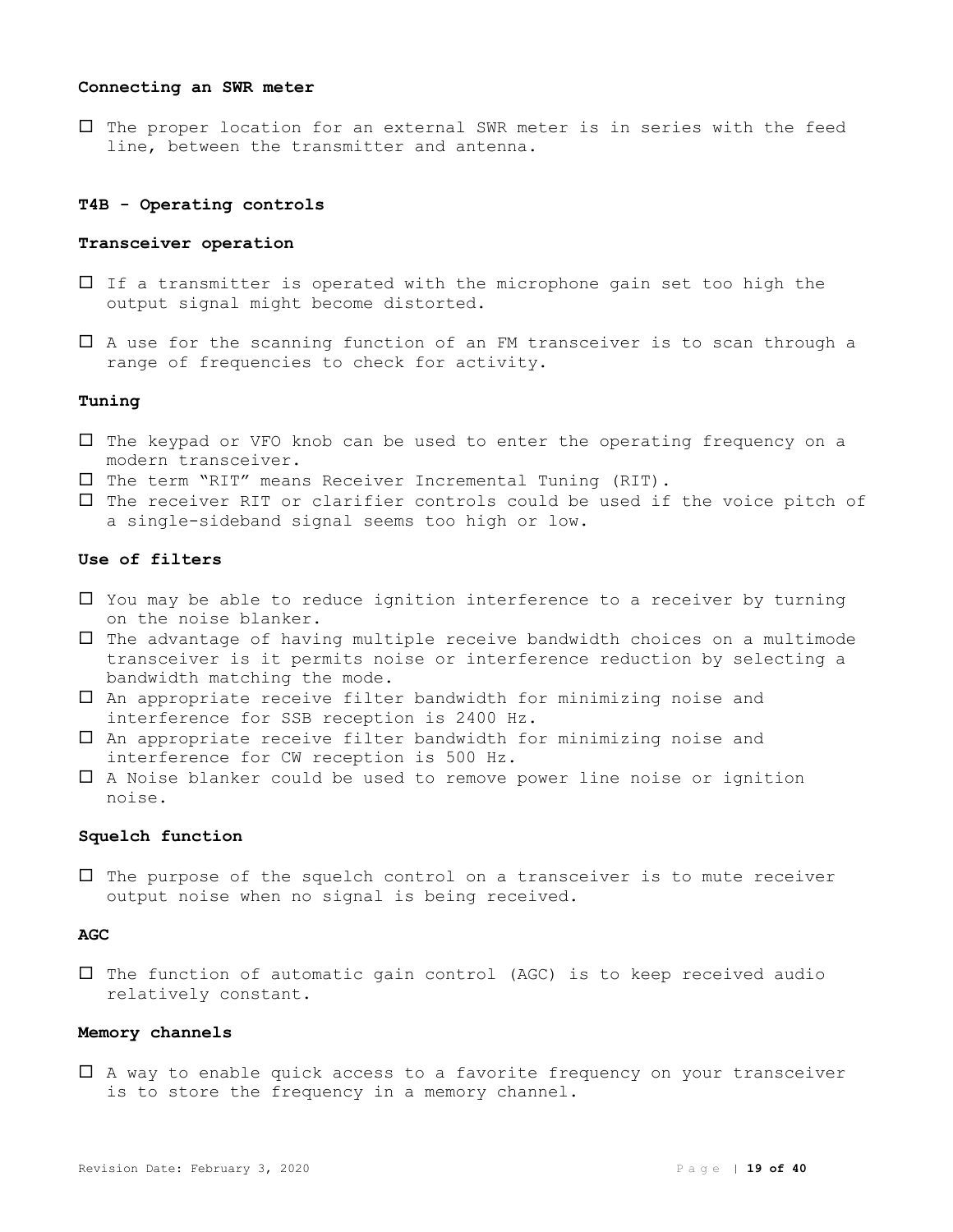**Connecting an SWR meter**

- ☐ The proper location for an external SWR meter is in series with the feed line, between the transmitter and antenna.

**T4B - Operating controls**

**Transceiver operation**

- ☐ If a transmitter is operated with the microphone gain set too high the output signal might become distorted.

- ☐ A use for the scanning function of an FM transceiver is to scan through a range of frequencies to check for activity.

**Tuning**

- ☐ The keypad or VFO knob can be used to enter the operating frequency on a modern transceiver.
- ☐ The term "RIT" means Receiver Incremental Tuning (RIT).
- ☐ The receiver RIT or clarifier controls could be used if the voice pitch of a single-sideband signal seems too high or low.

**Use of filters**

- ☐ You may be able to reduce ignition interference to a receiver by turning on the noise blanker.
- ☐ The advantage of having multiple receive bandwidth choices on a multimode transceiver is it permits noise or interference reduction by selecting a bandwidth matching the mode.
- ☐ An appropriate receive filter bandwidth for minimizing noise and interference for SSB reception is 2400 Hz.
- ☐ An appropriate receive filter bandwidth for minimizing noise and interference for CW reception is 500 Hz.
- ☐ A Noise blanker could be used to remove power line noise or ignition noise.

**Squelch function**

- ☐ The purpose of the squelch control on a transceiver is to mute receiver output noise when no signal is being received.

**AGC**

- ☐ The function of automatic gain control (AGC) is to keep received audio relatively constant.

**Memory channels**

- ☐ A way to enable quick access to a favorite frequency on your transceiver is to store the frequency in a memory channel.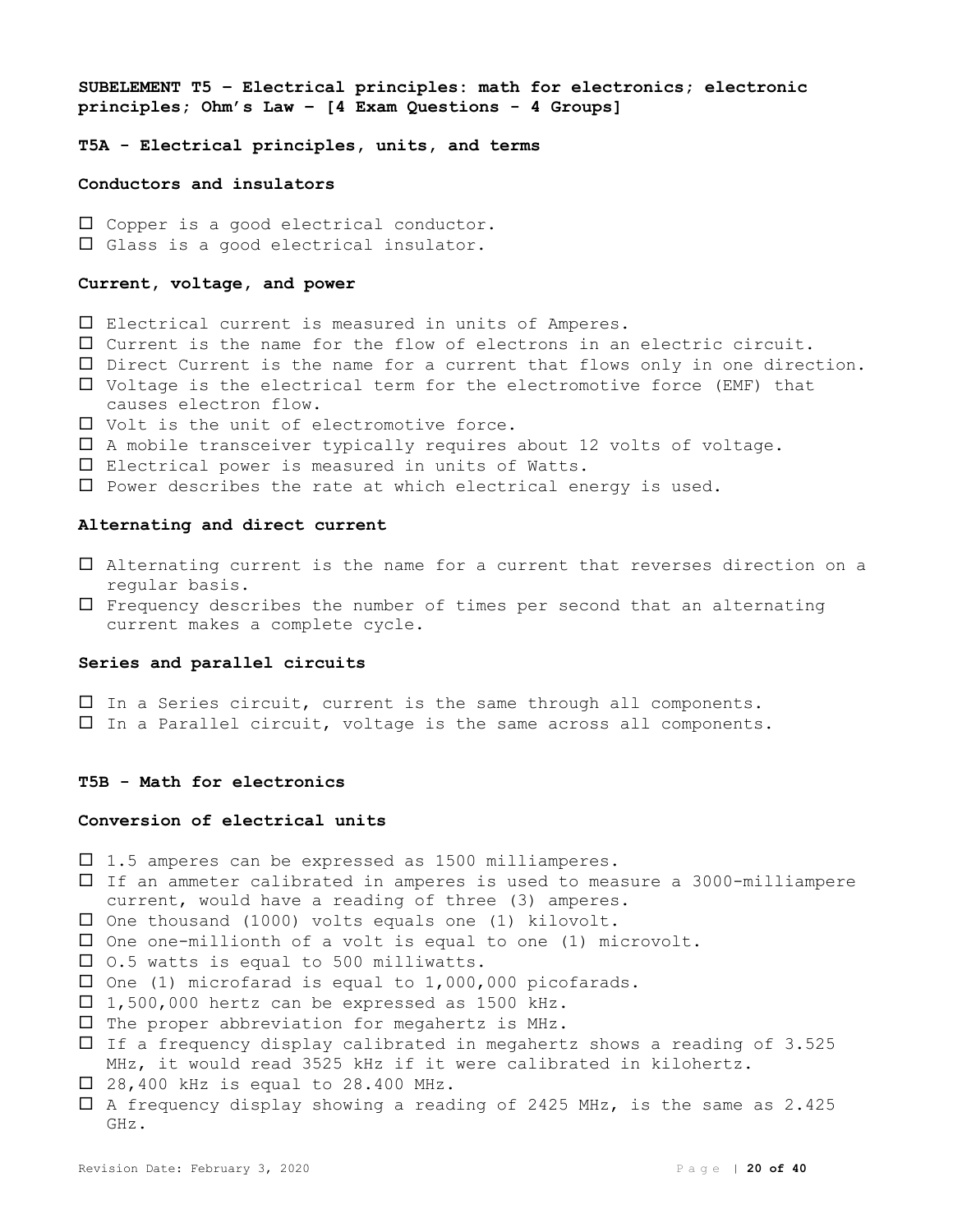**SUBELEMENT T5 – Electrical principles: math for electronics; electronic principles; Ohm's Law – [4 Exam Questions - 4 Groups]**

**T5A - Electrical principles, units, and terms**

**Conductors and insulators**

- ☐ Copper is a good electrical conductor.
- ☐ Glass is a good electrical insulator.

**Current, voltage, and power**

- ☐ Electrical current is measured in units of Amperes.
- ☐ Current is the name for the flow of electrons in an electric circuit.
- ☐ Direct Current is the name for a current that flows only in one direction.
- ☐ Voltage is the electrical term for the electromotive force (EMF) that causes electron flow.
- ☐ Volt is the unit of electromotive force.
- ☐ A mobile transceiver typically requires about 12 volts of voltage.
- ☐ Electrical power is measured in units of Watts.
- ☐ Power describes the rate at which electrical energy is used.

**Alternating and direct current**

- ☐ Alternating current is the name for a current that reverses direction on a regular basis.
- ☐ Frequency describes the number of times per second that an alternating current makes a complete cycle.

**Series and parallel circuits**

- ☐ In a Series circuit, current is the same through all components.
- ☐ In a Parallel circuit, voltage is the same across all components.

**T5B - Math for electronics**

**Conversion of electrical units**

- ☐ 1.5 amperes can be expressed as 1500 milliamperes.
- ☐ If an ammeter calibrated in amperes is used to measure a 3000-milliampere current, would have a reading of three (3) amperes.
- ☐ One thousand (1000) volts equals one (1) kilovolt.
- ☐ One one-millionth of a volt is equal to one (1) microvolt.
- ☐ O.5 watts is equal to 500 milliwatts.
- ☐ One (1) microfarad is equal to 1,000,000 picofarads.
- ☐ 1,500,000 hertz can be expressed as 1500 kHz.
- ☐ The proper abbreviation for megahertz is MHz.
- ☐ If a frequency display calibrated in megahertz shows a reading of 3.525 MHz, it would read 3525 kHz if it were calibrated in kilohertz.
- ☐ 28,400 kHz is equal to 28.400 MHz.
- ☐ A frequency display showing a reading of 2425 MHz, is the same as 2.425 GHz.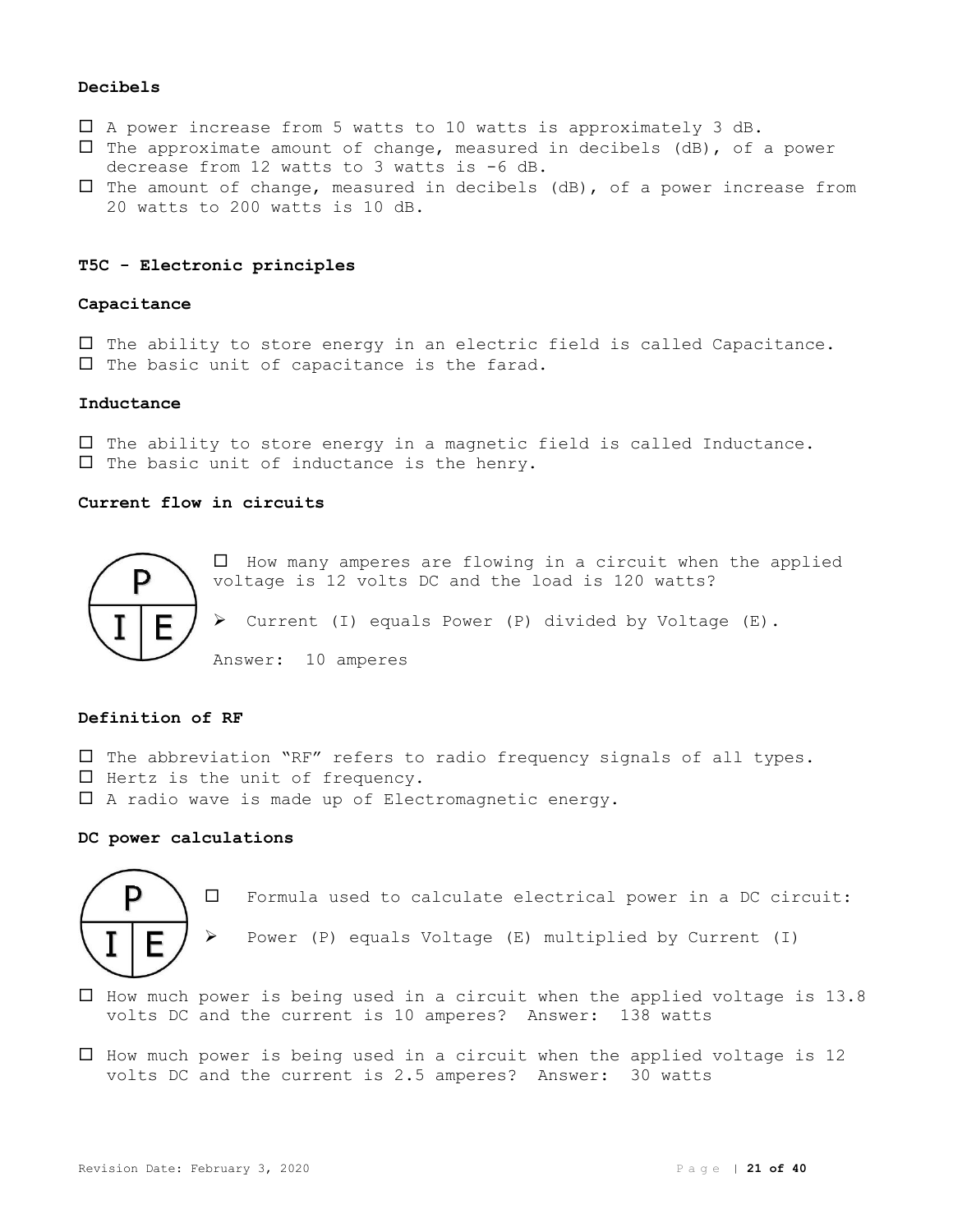### Decibels

- ☐ A power increase from 5 watts to 10 watts is approximately 3 dB.
- ☐ The approximate amount of change, measured in decibels (dB), of a power decrease from 12 watts to 3 watts is -6 dB.
- ☐ The amount of change, measured in decibels (dB), of a power increase from 20 watts to 200 watts is 10 dB.

## T5C - Electronic principles

### Capacitance

- ☐ The ability to store energy in an electric field is called Capacitance.
- ☐ The basic unit of capacitance is the farad.

### Inductance

- ☐ The ability to store energy in a magnetic field is called Inductance.
- ☐ The basic unit of inductance is the henry.

### Current flow in circuits

P
I | E

☐ How many amperes are flowing in a circuit when the applied voltage is 12 volts DC and the load is 120 watts?

➢ Current (I) equals Power (P) divided by Voltage (E).

Answer: 10 amperes

### Definition of RF

- ☐ The abbreviation "RF" refers to radio frequency signals of all types.
- ☐ Hertz is the unit of frequency.
- ☐ A radio wave is made up of Electromagnetic energy.

### DC power calculations

P
I | E

☐ Formula used to calculate electrical power in a DC circuit:

➢ Power (P) equals Voltage (E) multiplied by Current (I)

- ☐ How much power is being used in a circuit when the applied voltage is 13.8 volts DC and the current is 10 amperes? Answer: 138 watts

- ☐ How much power is being used in a circuit when the applied voltage is 12 volts DC and the current is 2.5 amperes? Answer: 30 watts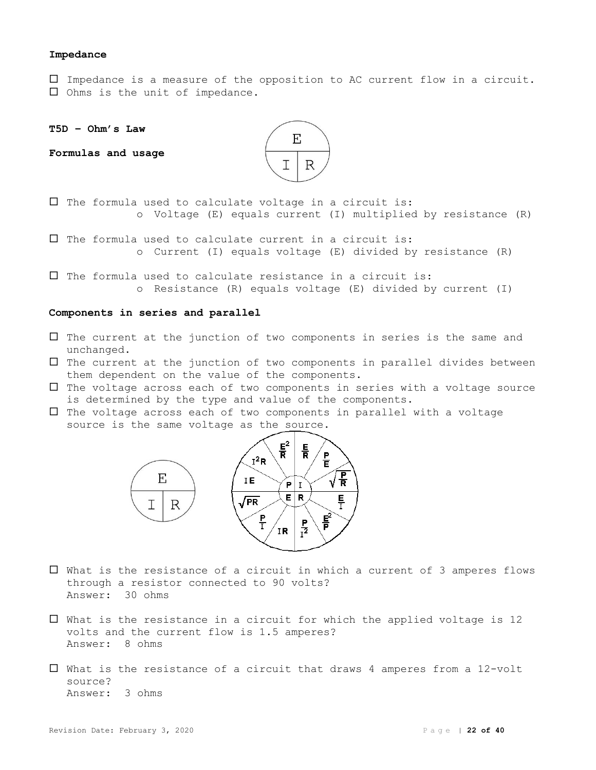**Impedance**

- ☐ Impedance is a measure of the opposition to AC current flow in a circuit.
- ☐ Ohms is the unit of impedance.

**T5D – Ohm's Law**

**Formulas and usage**

- ☐ The formula used to calculate voltage in a circuit is:
  - o Voltage (E) equals current (I) multiplied by resistance (R)
- ☐ The formula used to calculate current in a circuit is:
  - o Current (I) equals voltage (E) divided by resistance (R)
- ☐ The formula used to calculate resistance in a circuit is:
  - o Resistance (R) equals voltage (E) divided by current (I)

**Components in series and parallel**

- ☐ The current at the junction of two components in series is the same and unchanged.
- ☐ The current at the junction of two components in parallel divides between them dependent on the value of the components.
- ☐ The voltage across each of two components in series with a voltage source is determined by the type and value of the components.
- ☐ The voltage across each of two components in parallel with a voltage source is the same voltage as the source.

- ☐ What is the resistance of a circuit in which a current of 3 amperes flows through a resistor connected to 90 volts?
  Answer: 30 ohms
- ☐ What is the resistance in a circuit for which the applied voltage is 12 volts and the current flow is 1.5 amperes?
  Answer: 8 ohms
- ☐ What is the resistance of a circuit that draws 4 amperes from a 12-volt source?
  Answer: 3 ohms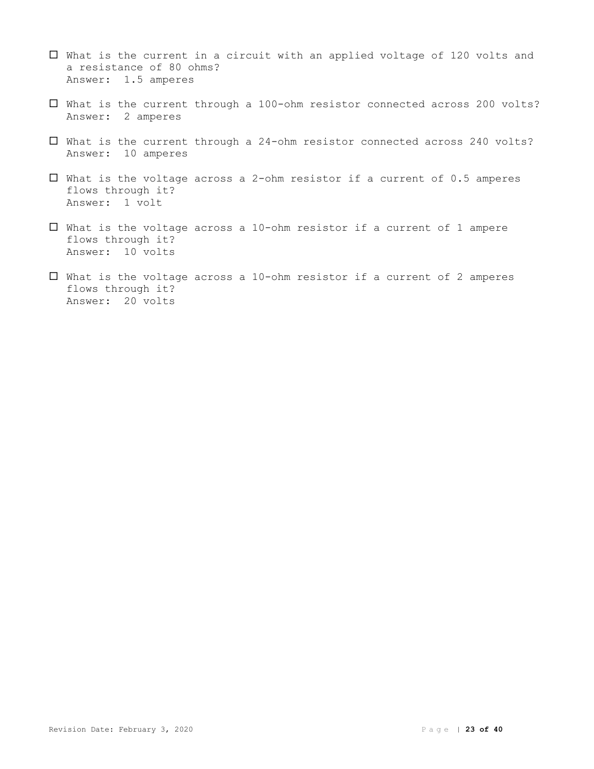- ☐ What is the current in a circuit with an applied voltage of 120 volts and a resistance of 80 ohms?
  Answer: 1.5 amperes

- ☐ What is the current through a 100-ohm resistor connected across 200 volts?
  Answer: 2 amperes

- ☐ What is the current through a 24-ohm resistor connected across 240 volts?
  Answer: 10 amperes

- ☐ What is the voltage across a 2-ohm resistor if a current of 0.5 amperes flows through it?
  Answer: 1 volt

- ☐ What is the voltage across a 10-ohm resistor if a current of 1 ampere flows through it?
  Answer: 10 volts

- ☐ What is the voltage across a 10-ohm resistor if a current of 2 amperes flows through it?
  Answer: 20 volts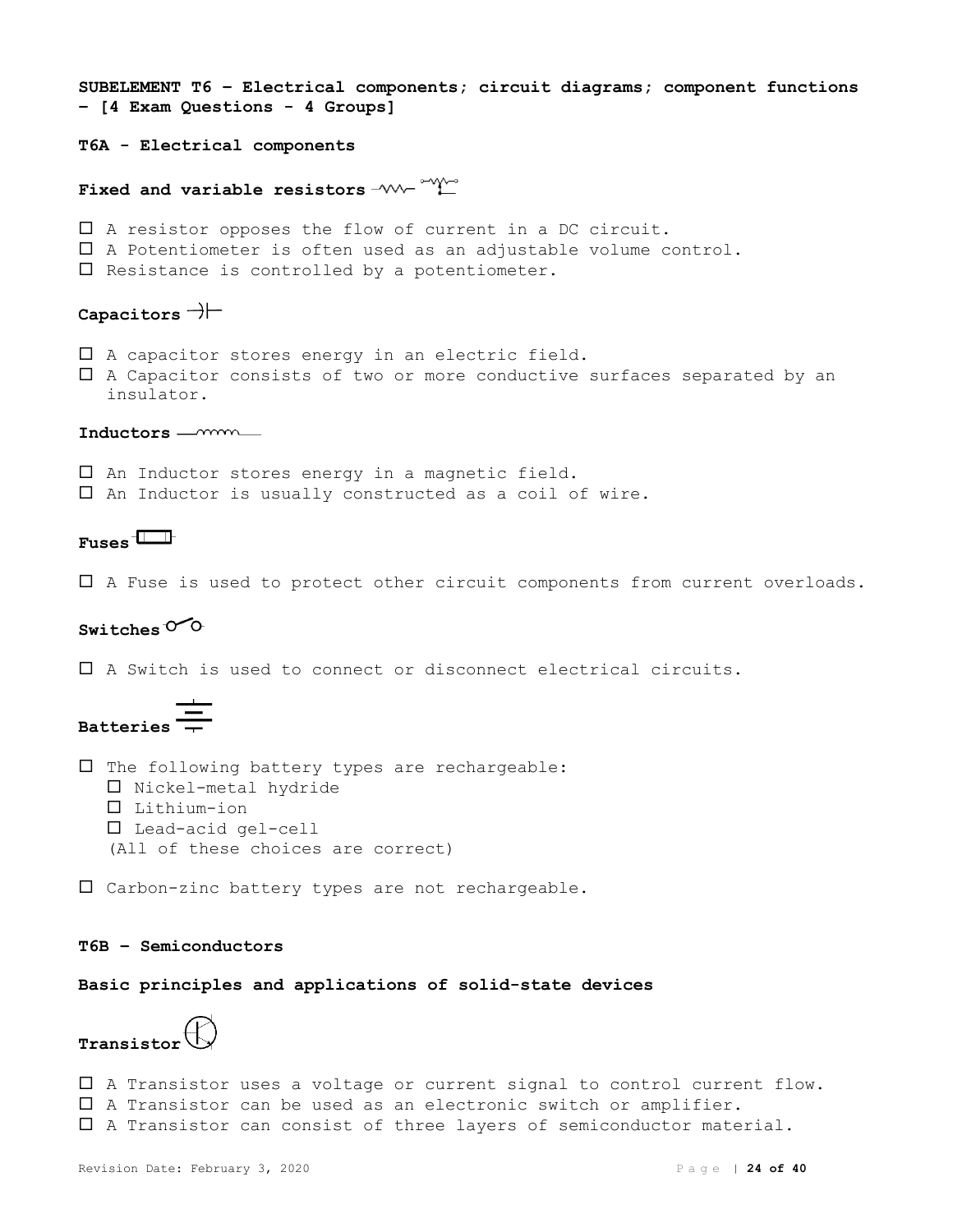**SUBELEMENT T6 – Electrical components; circuit diagrams; component functions – [4 Exam Questions - 4 Groups]**

**T6A - Electrical components**

**Fixed and variable resistors**

- ☐ A resistor opposes the flow of current in a DC circuit.
- ☐ A Potentiometer is often used as an adjustable volume control.
- ☐ Resistance is controlled by a potentiometer.

**Capacitors**

- ☐ A capacitor stores energy in an electric field.
- ☐ A Capacitor consists of two or more conductive surfaces separated by an insulator.

**Inductors**

- ☐ An Inductor stores energy in a magnetic field.
- ☐ An Inductor is usually constructed as a coil of wire.

**Fuses**

- ☐ A Fuse is used to protect other circuit components from current overloads.

**Switches**

- ☐ A Switch is used to connect or disconnect electrical circuits.

**Batteries**

- ☐ The following battery types are rechargeable:
  - ☐ Nickel-metal hydride
  - ☐ Lithium-ion
  - ☐ Lead-acid gel-cell

  (All of these choices are correct)

- ☐ Carbon-zinc battery types are not rechargeable.

**T6B – Semiconductors**

**Basic principles and applications of solid-state devices**

**Transistor**

- ☐ A Transistor uses a voltage or current signal to control current flow.
- ☐ A Transistor can be used as an electronic switch or amplifier.
- ☐ A Transistor can consist of three layers of semiconductor material.

Revision Date: February 3, 2020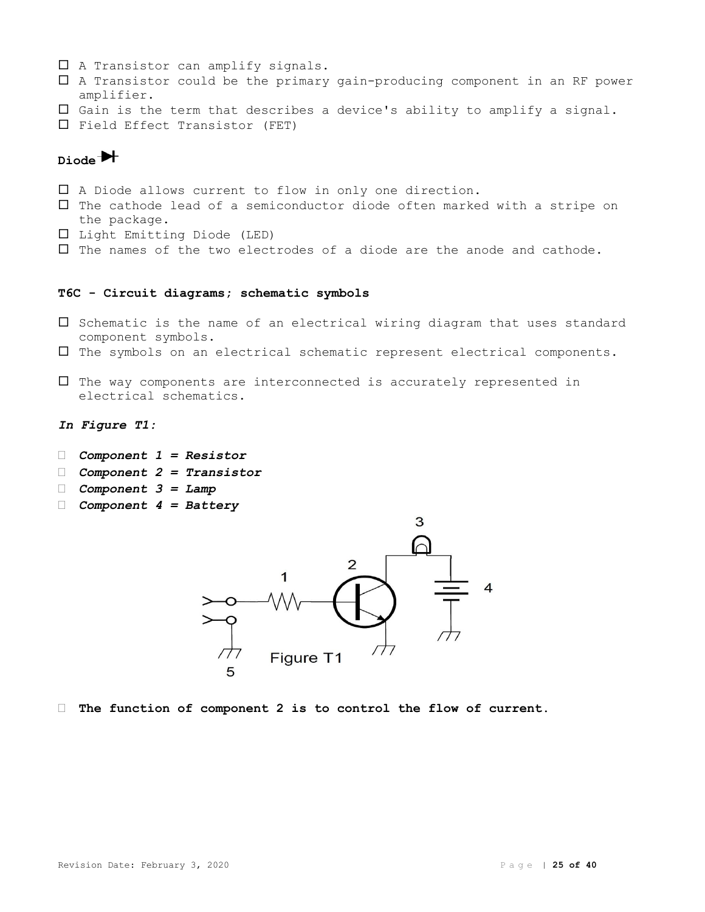- ☐ A Transistor can amplify signals.
- ☐ A Transistor could be the primary gain-producing component in an RF power amplifier.
- ☐ Gain is the term that describes a device's ability to amplify a signal.
- ☐ Field Effect Transistor (FET)

**Diode**

- ☐ A Diode allows current to flow in only one direction.
- ☐ The cathode lead of a semiconductor diode often marked with a stripe on the package.
- ☐ Light Emitting Diode (LED)
- ☐ The names of the two electrodes of a diode are the anode and cathode.

**T6C - Circuit diagrams; schematic symbols**

- ☐ Schematic is the name of an electrical wiring diagram that uses standard component symbols.
- ☐ The symbols on an electrical schematic represent electrical components.
- ☐ The way components are interconnected is accurately represented in electrical schematics.

***In Figure T1:***

- ***Component 1 = Resistor***
- ***Component 2 = Transistor***
- ***Component 3 = Lamp***
- ***Component 4 = Battery***

Figure T1

- **The function of component 2 is to control the flow of current.**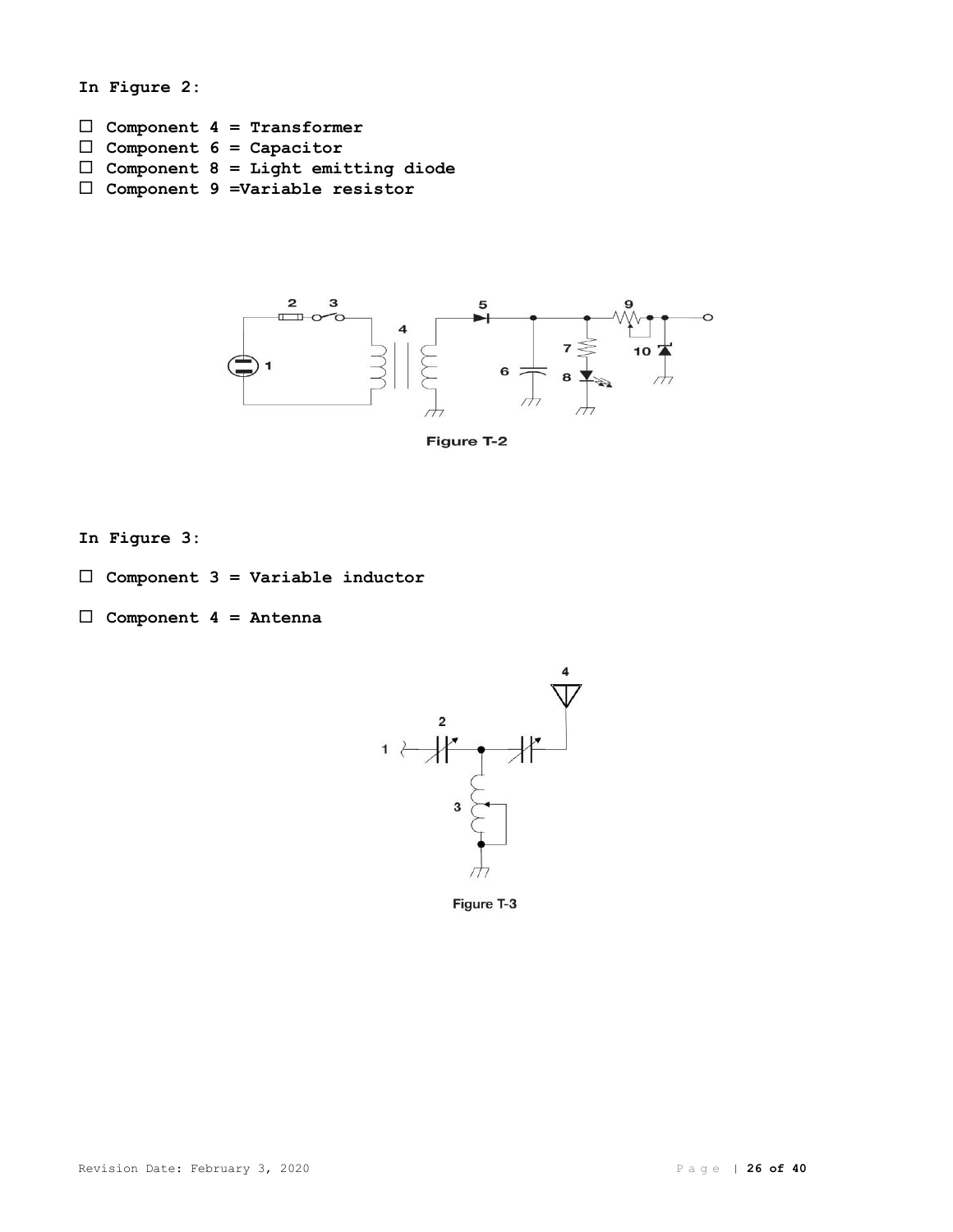**In Figure 2:**

- ☐ **Component 4 = Transformer**
- ☐ **Component 6 = Capacitor**
- ☐ **Component 8 = Light emitting diode**
- ☐ **Component 9 =Variable resistor**

Figure T-2

**In Figure 3:**

- ☐ **Component 3 = Variable inductor**
- ☐ **Component 4 = Antenna**

Figure T-3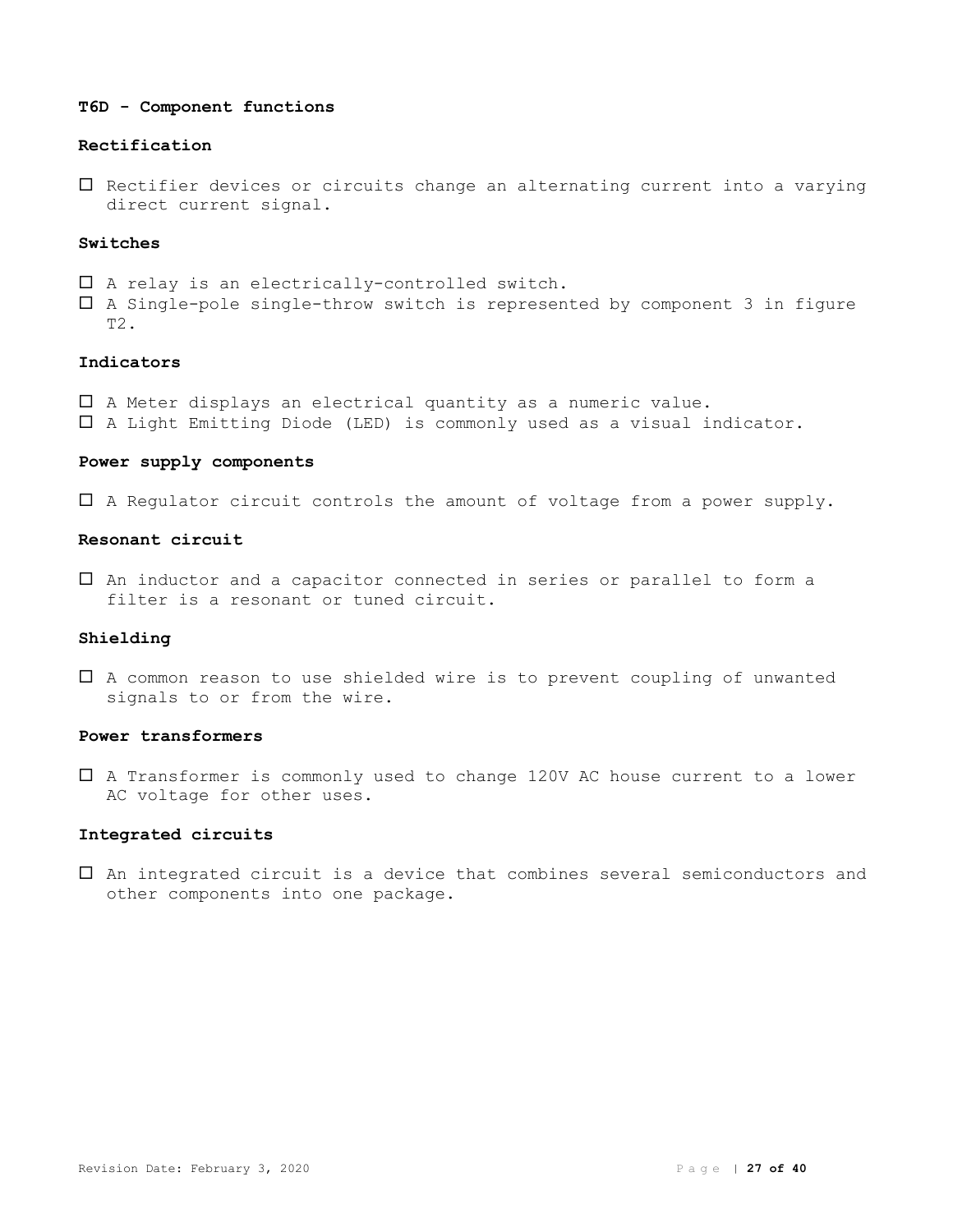## T6D - Component functions

### Rectification

- ☐ Rectifier devices or circuits change an alternating current into a varying direct current signal.

### Switches

- ☐ A relay is an electrically-controlled switch.
- ☐ A Single-pole single-throw switch is represented by component 3 in figure T2.

### Indicators

- ☐ A Meter displays an electrical quantity as a numeric value.
- ☐ A Light Emitting Diode (LED) is commonly used as a visual indicator.

### Power supply components

- ☐ A Regulator circuit controls the amount of voltage from a power supply.

### Resonant circuit

- ☐ An inductor and a capacitor connected in series or parallel to form a filter is a resonant or tuned circuit.

### Shielding

- ☐ A common reason to use shielded wire is to prevent coupling of unwanted signals to or from the wire.

### Power transformers

- ☐ A Transformer is commonly used to change 120V AC house current to a lower AC voltage for other uses.

### Integrated circuits

- ☐ An integrated circuit is a device that combines several semiconductors and other components into one package.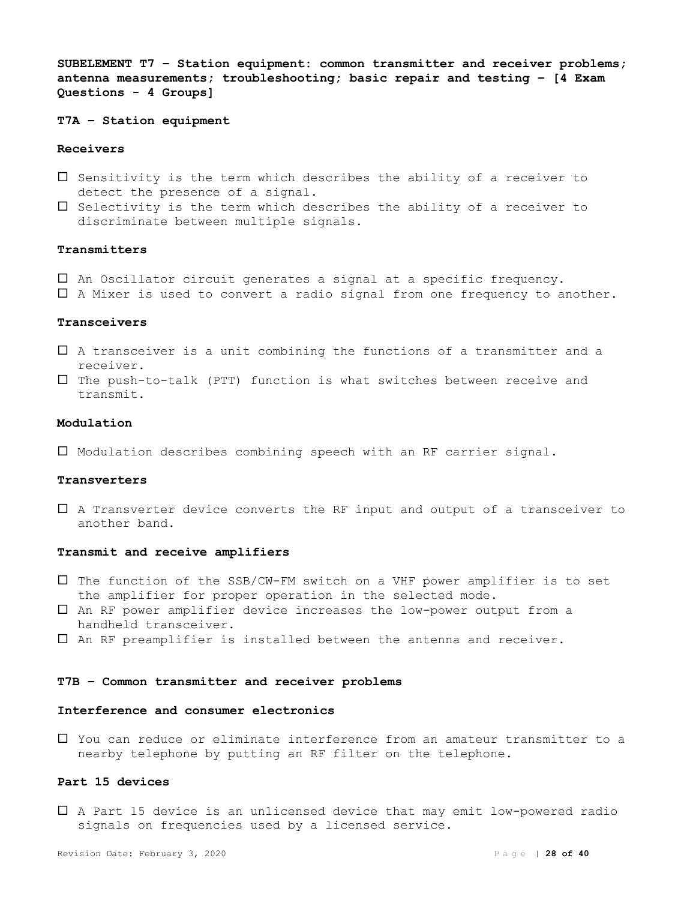## SUBELEMENT T7 – Station equipment: common transmitter and receiver problems; antenna measurements; troubleshooting; basic repair and testing – [4 Exam Questions - 4 Groups]

### T7A – Station equipment

#### Receivers

- Sensitivity is the term which describes the ability of a receiver to detect the presence of a signal.
- Selectivity is the term which describes the ability of a receiver to discriminate between multiple signals.

#### Transmitters

- An Oscillator circuit generates a signal at a specific frequency.
- A Mixer is used to convert a radio signal from one frequency to another.

#### Transceivers

- A transceiver is a unit combining the functions of a transmitter and a receiver.
- The push-to-talk (PTT) function is what switches between receive and transmit.

#### Modulation

- Modulation describes combining speech with an RF carrier signal.

#### Transverters

- A Transverter device converts the RF input and output of a transceiver to another band.

#### Transmit and receive amplifiers

- The function of the SSB/CW-FM switch on a VHF power amplifier is to set the amplifier for proper operation in the selected mode.
- An RF power amplifier device increases the low-power output from a handheld transceiver.
- An RF preamplifier is installed between the antenna and receiver.

### T7B – Common transmitter and receiver problems

#### Interference and consumer electronics

- You can reduce or eliminate interference from an amateur transmitter to a nearby telephone by putting an RF filter on the telephone.

#### Part 15 devices

- A Part 15 device is an unlicensed device that may emit low-powered radio signals on frequencies used by a licensed service.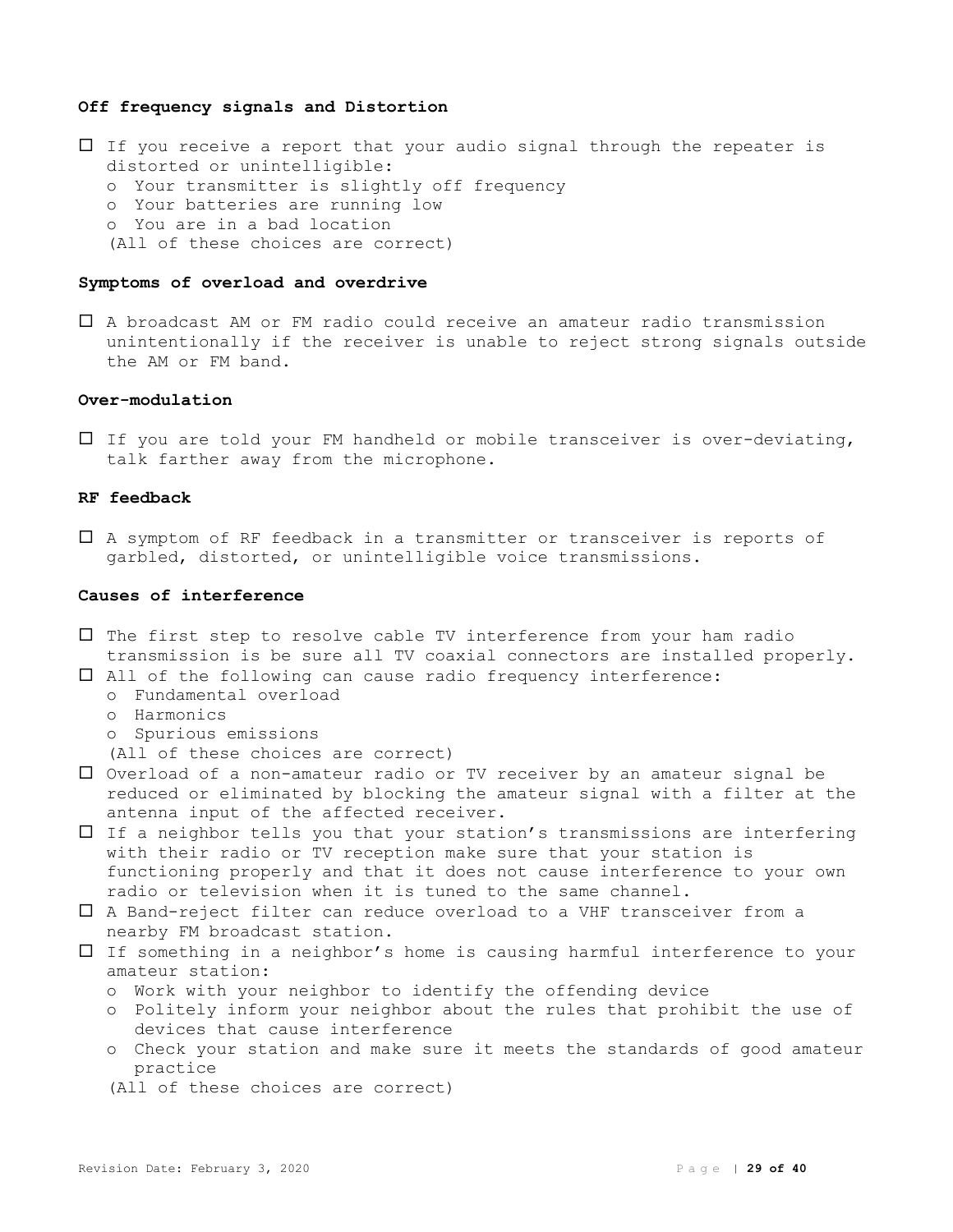**Off frequency signals and Distortion**

- ☐ If you receive a report that your audio signal through the repeater is distorted or unintelligible:
  - o Your transmitter is slightly off frequency
  - o Your batteries are running low
  - o You are in a bad location

  (All of these choices are correct)

**Symptoms of overload and overdrive**

- ☐ A broadcast AM or FM radio could receive an amateur radio transmission unintentionally if the receiver is unable to reject strong signals outside the AM or FM band.

**Over-modulation**

- ☐ If you are told your FM handheld or mobile transceiver is over-deviating, talk farther away from the microphone.

**RF feedback**

- ☐ A symptom of RF feedback in a transmitter or transceiver is reports of garbled, distorted, or unintelligible voice transmissions.

**Causes of interference**

- ☐ The first step to resolve cable TV interference from your ham radio transmission is be sure all TV coaxial connectors are installed properly.
- ☐ All of the following can cause radio frequency interference:
  - o Fundamental overload
  - o Harmonics
  - o Spurious emissions

  (All of these choices are correct)
- ☐ Overload of a non-amateur radio or TV receiver by an amateur signal be reduced or eliminated by blocking the amateur signal with a filter at the antenna input of the affected receiver.
- ☐ If a neighbor tells you that your station's transmissions are interfering with their radio or TV reception make sure that your station is functioning properly and that it does not cause interference to your own radio or television when it is tuned to the same channel.
- ☐ A Band-reject filter can reduce overload to a VHF transceiver from a nearby FM broadcast station.
- ☐ If something in a neighbor's home is causing harmful interference to your amateur station:
  - o Work with your neighbor to identify the offending device
  - o Politely inform your neighbor about the rules that prohibit the use of devices that cause interference
  - o Check your station and make sure it meets the standards of good amateur practice

  (All of these choices are correct)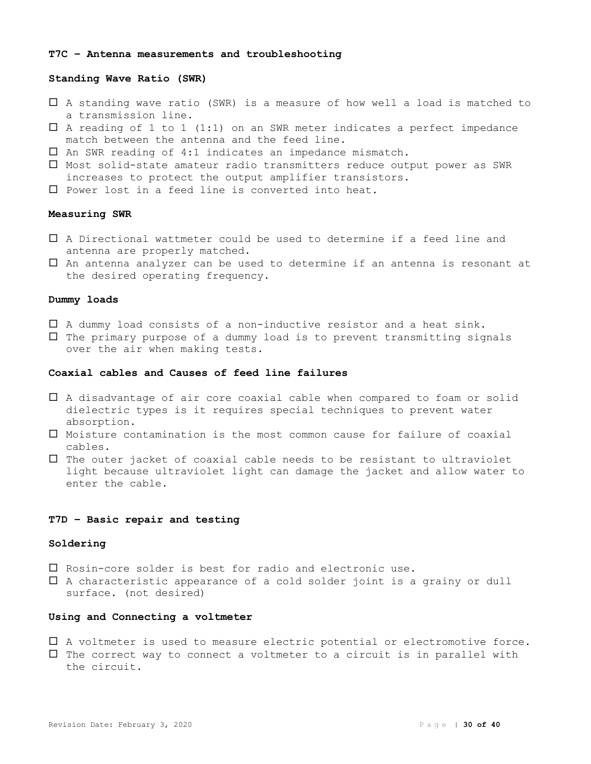### T7C – Antenna measurements and troubleshooting

#### Standing Wave Ratio (SWR)

- ☐ A standing wave ratio (SWR) is a measure of how well a load is matched to a transmission line.
- ☐ A reading of 1 to 1 (1:1) on an SWR meter indicates a perfect impedance match between the antenna and the feed line.
- ☐ An SWR reading of 4:1 indicates an impedance mismatch.
- ☐ Most solid-state amateur radio transmitters reduce output power as SWR increases to protect the output amplifier transistors.
- ☐ Power lost in a feed line is converted into heat.

#### Measuring SWR

- ☐ A Directional wattmeter could be used to determine if a feed line and antenna are properly matched.
- ☐ An antenna analyzer can be used to determine if an antenna is resonant at the desired operating frequency.

#### Dummy loads

- ☐ A dummy load consists of a non-inductive resistor and a heat sink.
- ☐ The primary purpose of a dummy load is to prevent transmitting signals over the air when making tests.

#### Coaxial cables and Causes of feed line failures

- ☐ A disadvantage of air core coaxial cable when compared to foam or solid dielectric types is it requires special techniques to prevent water absorption.
- ☐ Moisture contamination is the most common cause for failure of coaxial cables.
- ☐ The outer jacket of coaxial cable needs to be resistant to ultraviolet light because ultraviolet light can damage the jacket and allow water to enter the cable.

### T7D – Basic repair and testing

#### Soldering

- ☐ Rosin-core solder is best for radio and electronic use.
- ☐ A characteristic appearance of a cold solder joint is a grainy or dull surface. (not desired)

#### Using and Connecting a voltmeter

- ☐ A voltmeter is used to measure electric potential or electromotive force.
- ☐ The correct way to connect a voltmeter to a circuit is in parallel with the circuit.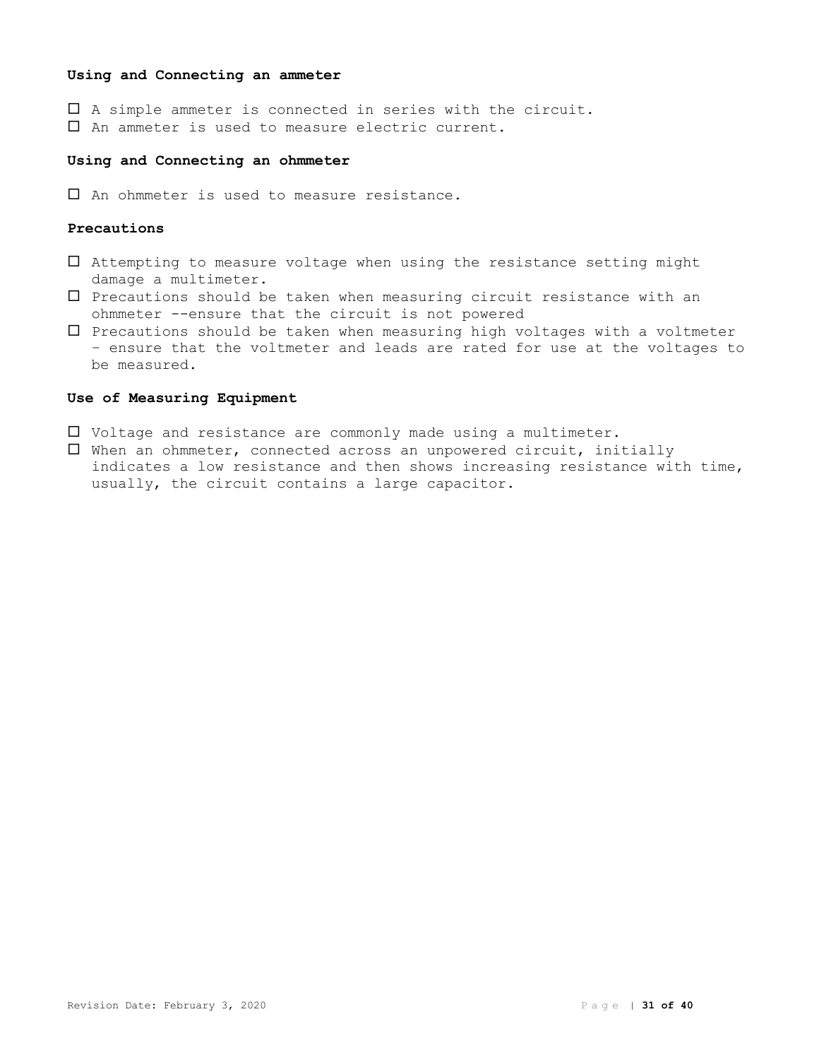### Using and Connecting an ammeter

- ☐ A simple ammeter is connected in series with the circuit.
- ☐ An ammeter is used to measure electric current.

### Using and Connecting an ohmmeter

- ☐ An ohmmeter is used to measure resistance.

### Precautions

- ☐ Attempting to measure voltage when using the resistance setting might damage a multimeter.
- ☐ Precautions should be taken when measuring circuit resistance with an ohmmeter --ensure that the circuit is not powered
- ☐ Precautions should be taken when measuring high voltages with a voltmeter – ensure that the voltmeter and leads are rated for use at the voltages to be measured.

### Use of Measuring Equipment

- ☐ Voltage and resistance are commonly made using a multimeter.
- ☐ When an ohmmeter, connected across an unpowered circuit, initially indicates a low resistance and then shows increasing resistance with time, usually, the circuit contains a large capacitor.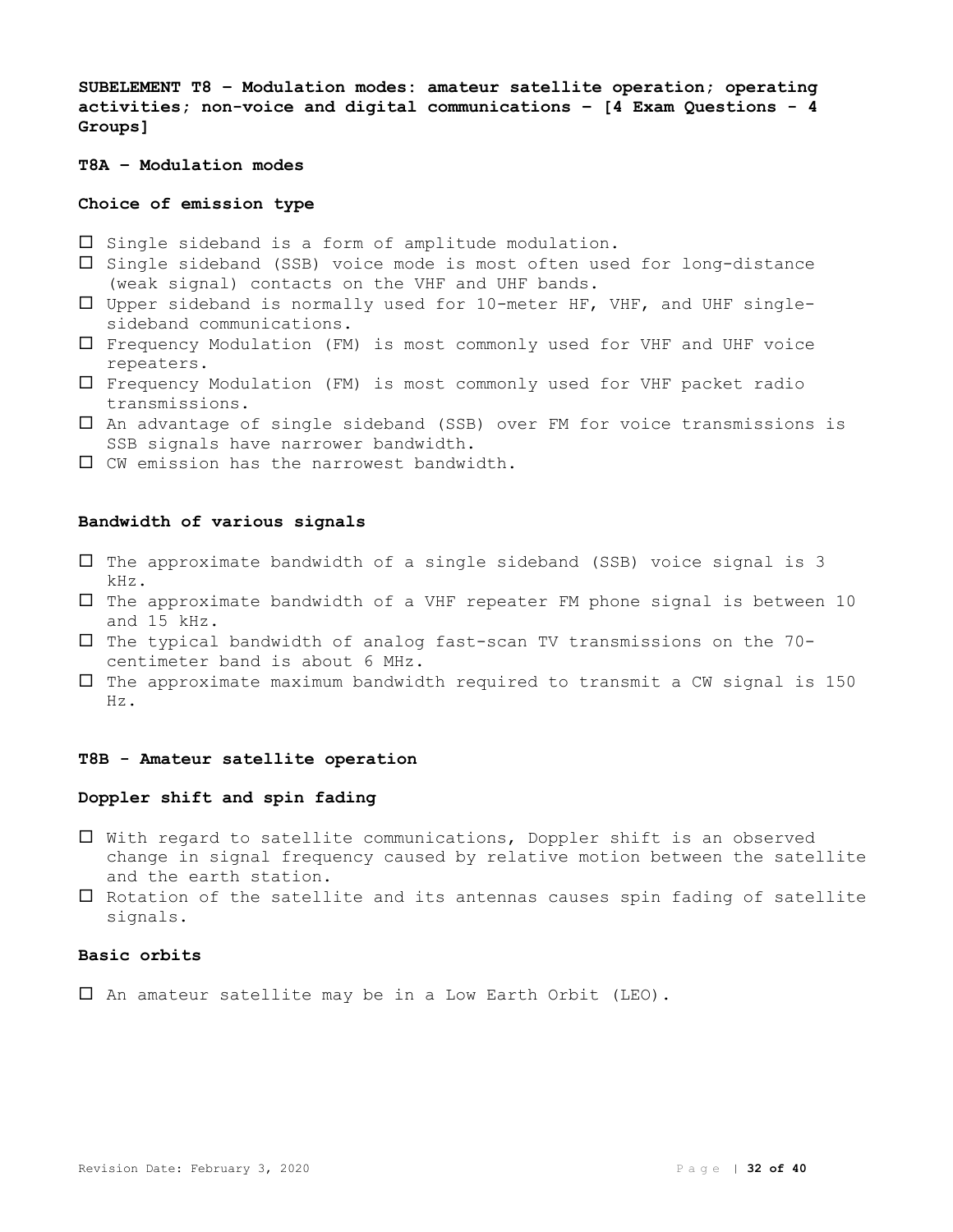**SUBELEMENT T8 – Modulation modes: amateur satellite operation; operating activities; non-voice and digital communications – [4 Exam Questions - 4 Groups]**

**T8A – Modulation modes**

**Choice of emission type**

- ☐ Single sideband is a form of amplitude modulation.
- ☐ Single sideband (SSB) voice mode is most often used for long-distance (weak signal) contacts on the VHF and UHF bands.
- ☐ Upper sideband is normally used for 10-meter HF, VHF, and UHF single-sideband communications.
- ☐ Frequency Modulation (FM) is most commonly used for VHF and UHF voice repeaters.
- ☐ Frequency Modulation (FM) is most commonly used for VHF packet radio transmissions.
- ☐ An advantage of single sideband (SSB) over FM for voice transmissions is SSB signals have narrower bandwidth.
- ☐ CW emission has the narrowest bandwidth.

**Bandwidth of various signals**

- ☐ The approximate bandwidth of a single sideband (SSB) voice signal is 3 kHz.
- ☐ The approximate bandwidth of a VHF repeater FM phone signal is between 10 and 15 kHz.
- ☐ The typical bandwidth of analog fast-scan TV transmissions on the 70-centimeter band is about 6 MHz.
- ☐ The approximate maximum bandwidth required to transmit a CW signal is 150 Hz.

**T8B - Amateur satellite operation**

**Doppler shift and spin fading**

- ☐ With regard to satellite communications, Doppler shift is an observed change in signal frequency caused by relative motion between the satellite and the earth station.
- ☐ Rotation of the satellite and its antennas causes spin fading of satellite signals.

**Basic orbits**

- ☐ An amateur satellite may be in a Low Earth Orbit (LEO).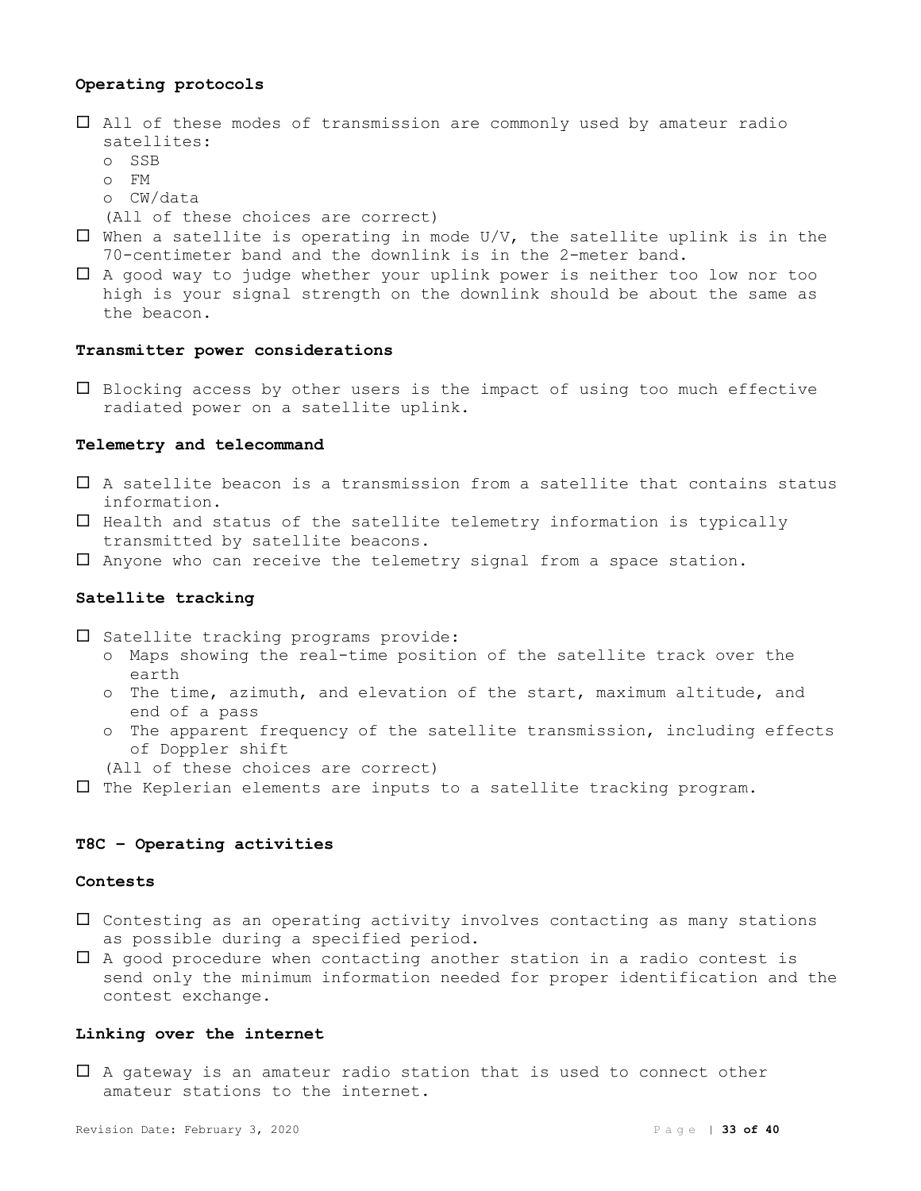**Operating protocols**

- ☐ All of these modes of transmission are commonly used by amateur radio satellites:
  - SSB
  - FM
  - CW/data

  (All of these choices are correct)
- ☐ When a satellite is operating in mode U/V, the satellite uplink is in the 70-centimeter band and the downlink is in the 2-meter band.
- ☐ A good way to judge whether your uplink power is neither too low nor too high is your signal strength on the downlink should be about the same as the beacon.

**Transmitter power considerations**

- ☐ Blocking access by other users is the impact of using too much effective radiated power on a satellite uplink.

**Telemetry and telecommand**

- ☐ A satellite beacon is a transmission from a satellite that contains status information.
- ☐ Health and status of the satellite telemetry information is typically transmitted by satellite beacons.
- ☐ Anyone who can receive the telemetry signal from a space station.

**Satellite tracking**

- ☐ Satellite tracking programs provide:
  - Maps showing the real-time position of the satellite track over the earth
  - The time, azimuth, and elevation of the start, maximum altitude, and end of a pass
  - The apparent frequency of the satellite transmission, including effects of Doppler shift

  (All of these choices are correct)
- ☐ The Keplerian elements are inputs to a satellite tracking program.

**T8C – Operating activities**

**Contests**

- ☐ Contesting as an operating activity involves contacting as many stations as possible during a specified period.
- ☐ A good procedure when contacting another station in a radio contest is send only the minimum information needed for proper identification and the contest exchange.

**Linking over the internet**

- ☐ A gateway is an amateur radio station that is used to connect other amateur stations to the internet.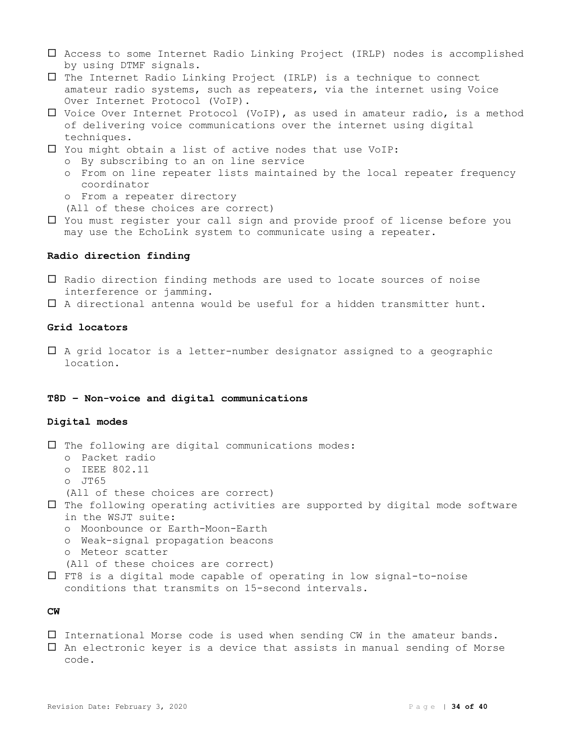- ☐ Access to some Internet Radio Linking Project (IRLP) nodes is accomplished by using DTMF signals.
- ☐ The Internet Radio Linking Project (IRLP) is a technique to connect amateur radio systems, such as repeaters, via the internet using Voice Over Internet Protocol (VoIP).
- ☐ Voice Over Internet Protocol (VoIP), as used in amateur radio, is a method of delivering voice communications over the internet using digital techniques.
- ☐ You might obtain a list of active nodes that use VoIP:
  - o By subscribing to an on line service
  - o From on line repeater lists maintained by the local repeater frequency coordinator
  - o From a repeater directory

  (All of these choices are correct)
- ☐ You must register your call sign and provide proof of license before you may use the EchoLink system to communicate using a repeater.

### Radio direction finding

- ☐ Radio direction finding methods are used to locate sources of noise interference or jamming.
- ☐ A directional antenna would be useful for a hidden transmitter hunt.

### Grid locators

- ☐ A grid locator is a letter-number designator assigned to a geographic location.

## T8D – Non-voice and digital communications

### Digital modes

- ☐ The following are digital communications modes:
  - o Packet radio
  - o IEEE 802.11
  - o JT65

  (All of these choices are correct)
- ☐ The following operating activities are supported by digital mode software in the WSJT suite:
  - o Moonbounce or Earth-Moon-Earth
  - o Weak-signal propagation beacons
  - o Meteor scatter

  (All of these choices are correct)
- ☐ FT8 is a digital mode capable of operating in low signal-to-noise conditions that transmits on 15-second intervals.

### CW

- ☐ International Morse code is used when sending CW in the amateur bands.
- ☐ An electronic keyer is a device that assists in manual sending of Morse code.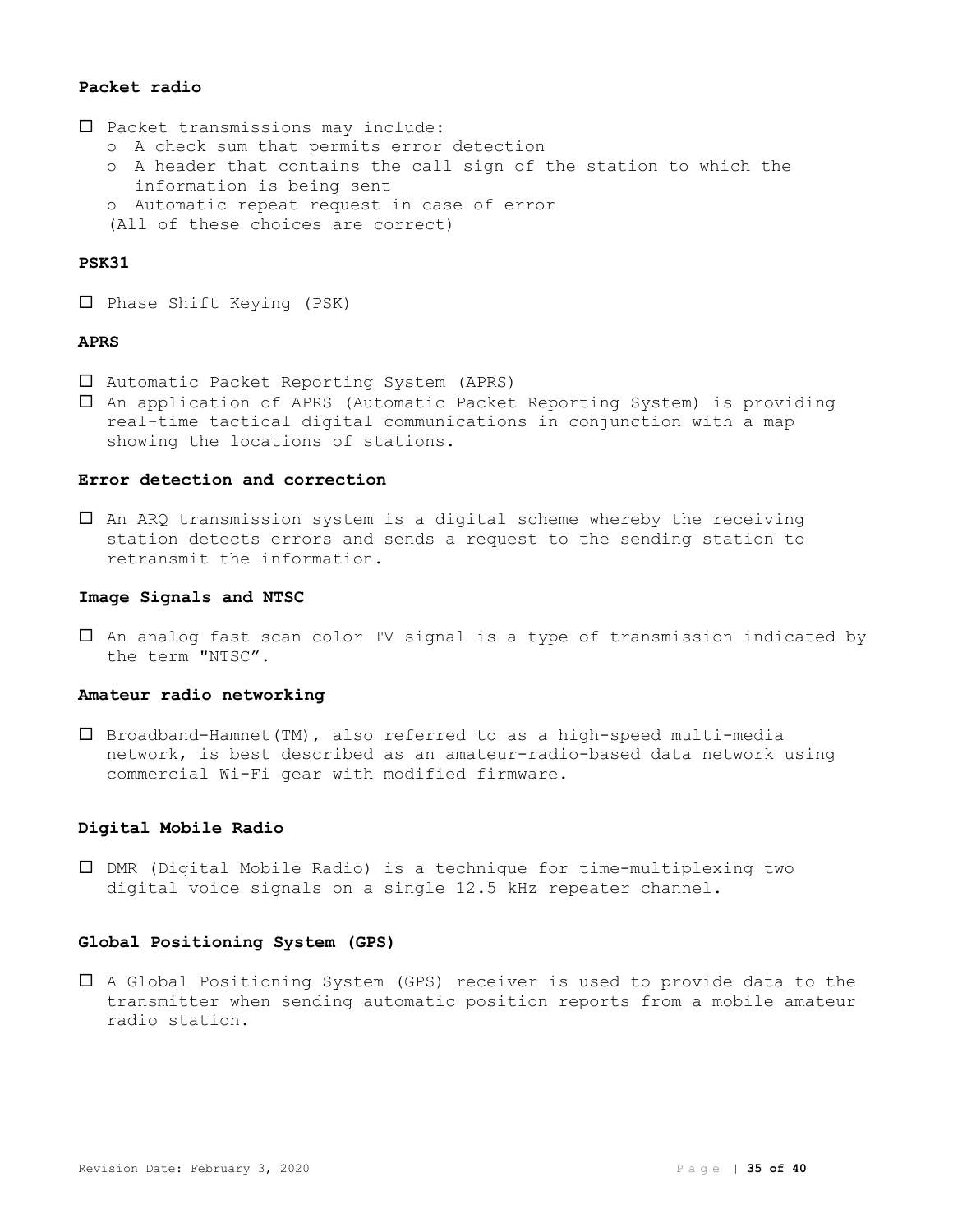### Packet radio

- ☐ Packet transmissions may include:
  - o A check sum that permits error detection
  - o A header that contains the call sign of the station to which the information is being sent
  - o Automatic repeat request in case of error

  (All of these choices are correct)

### PSK31

- ☐ Phase Shift Keying (PSK)

### APRS

- ☐ Automatic Packet Reporting System (APRS)
- ☐ An application of APRS (Automatic Packet Reporting System) is providing real-time tactical digital communications in conjunction with a map showing the locations of stations.

### Error detection and correction

- ☐ An ARQ transmission system is a digital scheme whereby the receiving station detects errors and sends a request to the sending station to retransmit the information.

### Image Signals and NTSC

- ☐ An analog fast scan color TV signal is a type of transmission indicated by the term "NTSC".

### Amateur radio networking

- ☐ Broadband-Hamnet(TM), also referred to as a high-speed multi-media network, is best described as an amateur-radio-based data network using commercial Wi-Fi gear with modified firmware.

### Digital Mobile Radio

- ☐ DMR (Digital Mobile Radio) is a technique for time-multiplexing two digital voice signals on a single 12.5 kHz repeater channel.

### Global Positioning System (GPS)

- ☐ A Global Positioning System (GPS) receiver is used to provide data to the transmitter when sending automatic position reports from a mobile amateur radio station.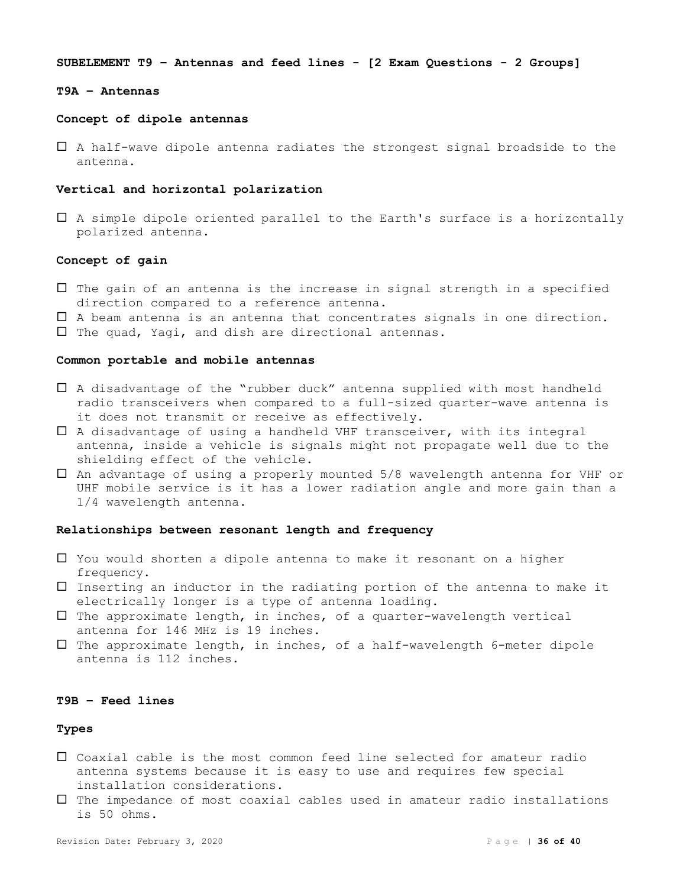**SUBELEMENT T9 – Antennas and feed lines - [2 Exam Questions - 2 Groups]**

**T9A – Antennas**

**Concept of dipole antennas**

- ☐ A half-wave dipole antenna radiates the strongest signal broadside to the antenna.

**Vertical and horizontal polarization**

- ☐ A simple dipole oriented parallel to the Earth's surface is a horizontally polarized antenna.

**Concept of gain**

- ☐ The gain of an antenna is the increase in signal strength in a specified direction compared to a reference antenna.
- ☐ A beam antenna is an antenna that concentrates signals in one direction.
- ☐ The quad, Yagi, and dish are directional antennas.

**Common portable and mobile antennas**

- ☐ A disadvantage of the "rubber duck" antenna supplied with most handheld radio transceivers when compared to a full-sized quarter-wave antenna is it does not transmit or receive as effectively.
- ☐ A disadvantage of using a handheld VHF transceiver, with its integral antenna, inside a vehicle is signals might not propagate well due to the shielding effect of the vehicle.
- ☐ An advantage of using a properly mounted 5/8 wavelength antenna for VHF or UHF mobile service is it has a lower radiation angle and more gain than a 1/4 wavelength antenna.

**Relationships between resonant length and frequency**

- ☐ You would shorten a dipole antenna to make it resonant on a higher frequency.
- ☐ Inserting an inductor in the radiating portion of the antenna to make it electrically longer is a type of antenna loading.
- ☐ The approximate length, in inches, of a quarter-wavelength vertical antenna for 146 MHz is 19 inches.
- ☐ The approximate length, in inches, of a half-wavelength 6-meter dipole antenna is 112 inches.

**T9B – Feed lines**

**Types**

- ☐ Coaxial cable is the most common feed line selected for amateur radio antenna systems because it is easy to use and requires few special installation considerations.
- ☐ The impedance of most coaxial cables used in amateur radio installations is 50 ohms.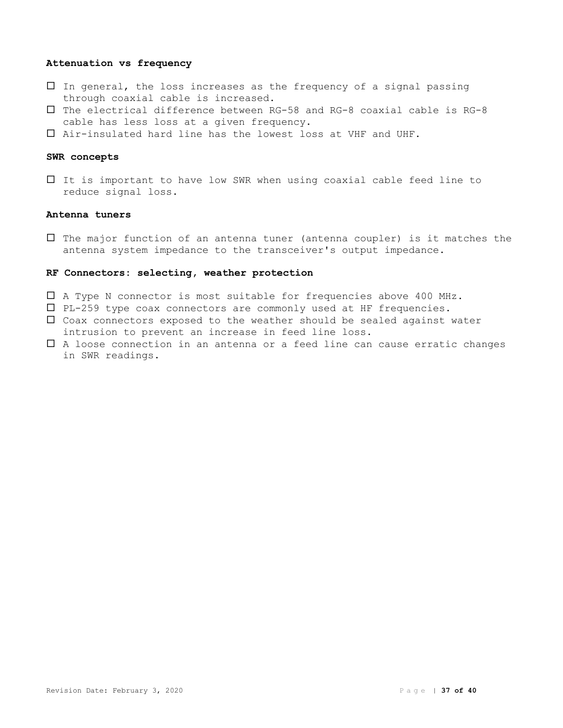**Attenuation vs frequency**

- ☐ In general, the loss increases as the frequency of a signal passing through coaxial cable is increased.
- ☐ The electrical difference between RG-58 and RG-8 coaxial cable is RG-8 cable has less loss at a given frequency.
- ☐ Air-insulated hard line has the lowest loss at VHF and UHF.

**SWR concepts**

- ☐ It is important to have low SWR when using coaxial cable feed line to reduce signal loss.

**Antenna tuners**

- ☐ The major function of an antenna tuner (antenna coupler) is it matches the antenna system impedance to the transceiver's output impedance.

**RF Connectors: selecting, weather protection**

- ☐ A Type N connector is most suitable for frequencies above 400 MHz.
- ☐ PL-259 type coax connectors are commonly used at HF frequencies.
- ☐ Coax connectors exposed to the weather should be sealed against water intrusion to prevent an increase in feed line loss.
- ☐ A loose connection in an antenna or a feed line can cause erratic changes in SWR readings.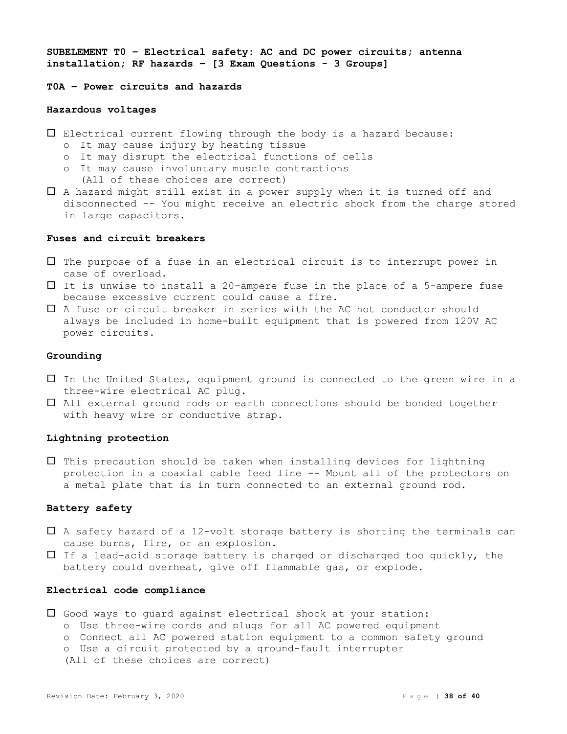**SUBELEMENT T0 – Electrical safety: AC and DC power circuits; antenna installation; RF hazards – [3 Exam Questions - 3 Groups]**

**T0A – Power circuits and hazards**

**Hazardous voltages**

- ☐ Electrical current flowing through the body is a hazard because:
  - o It may cause injury by heating tissue
  - o It may disrupt the electrical functions of cells
  - o It may cause involuntary muscle contractions
    (All of these choices are correct)
- ☐ A hazard might still exist in a power supply when it is turned off and disconnected -- You might receive an electric shock from the charge stored in large capacitors.

**Fuses and circuit breakers**

- ☐ The purpose of a fuse in an electrical circuit is to interrupt power in case of overload.
- ☐ It is unwise to install a 20-ampere fuse in the place of a 5-ampere fuse because excessive current could cause a fire.
- ☐ A fuse or circuit breaker in series with the AC hot conductor should always be included in home-built equipment that is powered from 120V AC power circuits.

**Grounding**

- ☐ In the United States, equipment ground is connected to the green wire in a three-wire electrical AC plug.
- ☐ All external ground rods or earth connections should be bonded together with heavy wire or conductive strap.

**Lightning protection**

- ☐ This precaution should be taken when installing devices for lightning protection in a coaxial cable feed line -- Mount all of the protectors on a metal plate that is in turn connected to an external ground rod.

**Battery safety**

- ☐ A safety hazard of a 12-volt storage battery is shorting the terminals can cause burns, fire, or an explosion.
- ☐ If a lead-acid storage battery is charged or discharged too quickly, the battery could overheat, give off flammable gas, or explode.

**Electrical code compliance**

- ☐ Good ways to guard against electrical shock at your station:
  - o Use three-wire cords and plugs for all AC powered equipment
  - o Connect all AC powered station equipment to a common safety ground
  - o Use a circuit protected by a ground-fault interrupter
  
  (All of these choices are correct)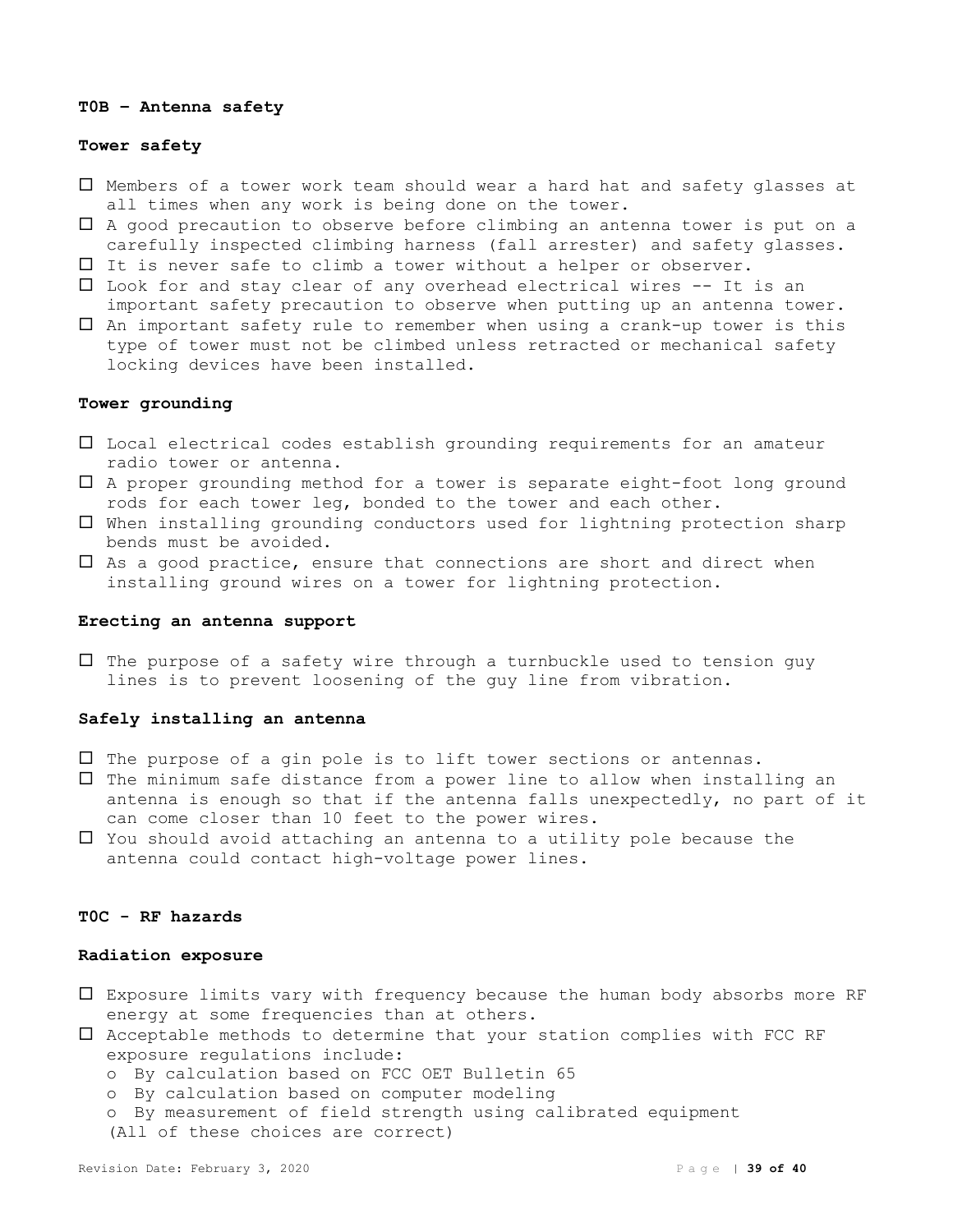## T0B – Antenna safety

### Tower safety

- ☐ Members of a tower work team should wear a hard hat and safety glasses at all times when any work is being done on the tower.
- ☐ A good precaution to observe before climbing an antenna tower is put on a carefully inspected climbing harness (fall arrester) and safety glasses.
- ☐ It is never safe to climb a tower without a helper or observer.
- ☐ Look for and stay clear of any overhead electrical wires -- It is an important safety precaution to observe when putting up an antenna tower.
- ☐ An important safety rule to remember when using a crank-up tower is this type of tower must not be climbed unless retracted or mechanical safety locking devices have been installed.

### Tower grounding

- ☐ Local electrical codes establish grounding requirements for an amateur radio tower or antenna.
- ☐ A proper grounding method for a tower is separate eight-foot long ground rods for each tower leg, bonded to the tower and each other.
- ☐ When installing grounding conductors used for lightning protection sharp bends must be avoided.
- ☐ As a good practice, ensure that connections are short and direct when installing ground wires on a tower for lightning protection.

### Erecting an antenna support

- ☐ The purpose of a safety wire through a turnbuckle used to tension guy lines is to prevent loosening of the guy line from vibration.

### Safely installing an antenna

- ☐ The purpose of a gin pole is to lift tower sections or antennas.
- ☐ The minimum safe distance from a power line to allow when installing an antenna is enough so that if the antenna falls unexpectedly, no part of it can come closer than 10 feet to the power wires.
- ☐ You should avoid attaching an antenna to a utility pole because the antenna could contact high-voltage power lines.

## T0C - RF hazards

### Radiation exposure

- ☐ Exposure limits vary with frequency because the human body absorbs more RF energy at some frequencies than at others.
- ☐ Acceptable methods to determine that your station complies with FCC RF exposure regulations include:
  - o By calculation based on FCC OET Bulletin 65
  - o By calculation based on computer modeling
  - o By measurement of field strength using calibrated equipment

  (All of these choices are correct)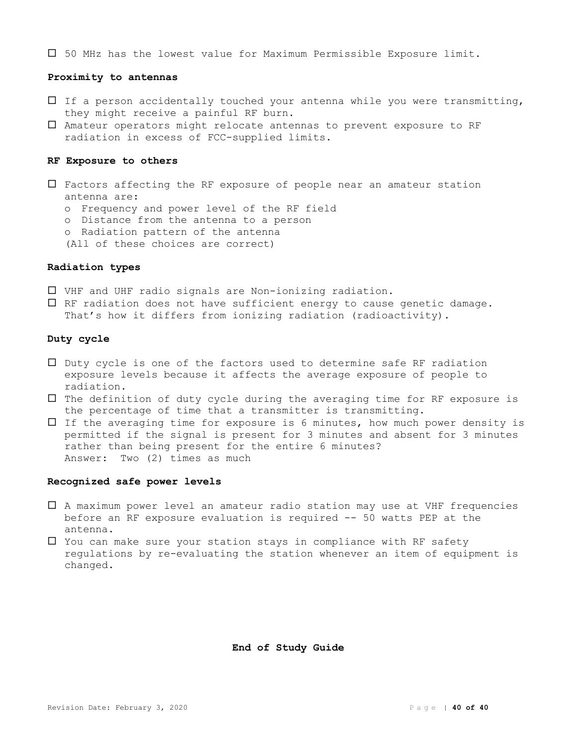- ☐ 50 MHz has the lowest value for Maximum Permissible Exposure limit.

**Proximity to antennas**

- ☐ If a person accidentally touched your antenna while you were transmitting, they might receive a painful RF burn.
- ☐ Amateur operators might relocate antennas to prevent exposure to RF radiation in excess of FCC-supplied limits.

**RF Exposure to others**

- ☐ Factors affecting the RF exposure of people near an amateur station antenna are:
  - o Frequency and power level of the RF field
  - o Distance from the antenna to a person
  - o Radiation pattern of the antenna

  (All of these choices are correct)

**Radiation types**

- ☐ VHF and UHF radio signals are Non-ionizing radiation.
- ☐ RF radiation does not have sufficient energy to cause genetic damage. That's how it differs from ionizing radiation (radioactivity).

**Duty cycle**

- ☐ Duty cycle is one of the factors used to determine safe RF radiation exposure levels because it affects the average exposure of people to radiation.
- ☐ The definition of duty cycle during the averaging time for RF exposure is the percentage of time that a transmitter is transmitting.
- ☐ If the averaging time for exposure is 6 minutes, how much power density is permitted if the signal is present for 3 minutes and absent for 3 minutes rather than being present for the entire 6 minutes?
  Answer: Two (2) times as much

**Recognized safe power levels**

- ☐ A maximum power level an amateur radio station may use at VHF frequencies before an RF exposure evaluation is required -- 50 watts PEP at the antenna.
- ☐ You can make sure your station stays in compliance with RF safety regulations by re-evaluating the station whenever an item of equipment is changed.

**End of Study Guide**

Revision Date: February 3, 2020